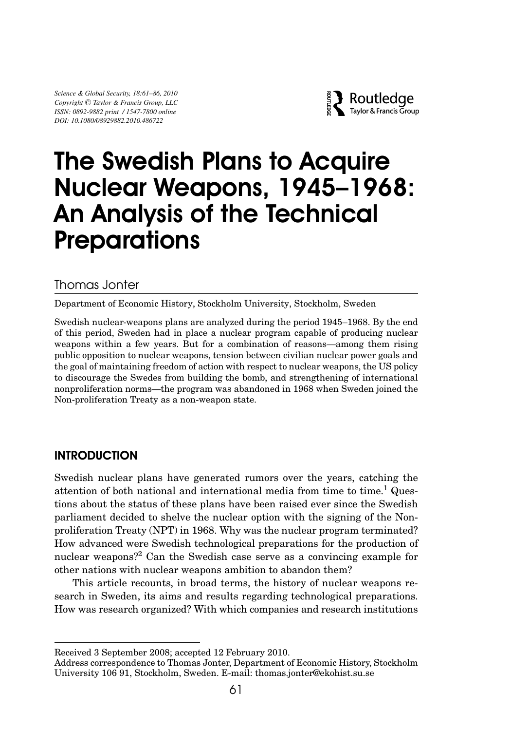# The Swedish Plans to Acquire Nuclear Weapons, 1945–1968: An Analysis of the Technical Preparations

Thomas Jonter

Department of Economic History, Stockholm University, Stockholm, Sweden

Swedish nuclear-weapons plans are analyzed during the period 1945–1968. By the end of this period, Sweden had in place a nuclear program capable of producing nuclear weapons within a few years. But for a combination of reasons—among them rising public opposition to nuclear weapons, tension between civilian nuclear power goals and the goal of maintaining freedom of action with respect to nuclear weapons, the US policy to discourage the Swedes from building the bomb, and strengthening of international nonproliferation norms—the program was abandoned in 1968 when Sweden joined the Non-proliferation Treaty as a non-weapon state.

## INTRODUCTION

Swedish nuclear plans have generated rumors over the years, catching the attention of both national and international media from time to time.[1] Questions about the status of these plans have been raised ever since the Swedish parliament decided to shelve the nuclear option with the signing of the Non-proliferation Treaty (NPT) in 1968. Why was the nuclear program terminated? How advanced were Swedish technological preparations for the production of nuclear weapons?[2] Can the Swedish case serve as a convincing example for other nations with nuclear weapons ambition to abandon them?

This article recounts, in broad terms, the history of nuclear weapons research in Sweden, its aims and results regarding technological preparations. How was research organized? With which companies and research institutions

Received 3 September 2008; accepted 12 February 2010.

Address correspondence to Thomas Jonter, Department of Economic History, Stockholm University 106 91, Stockholm, Sweden. E-mail: thomas.jonter@ekohist.su.se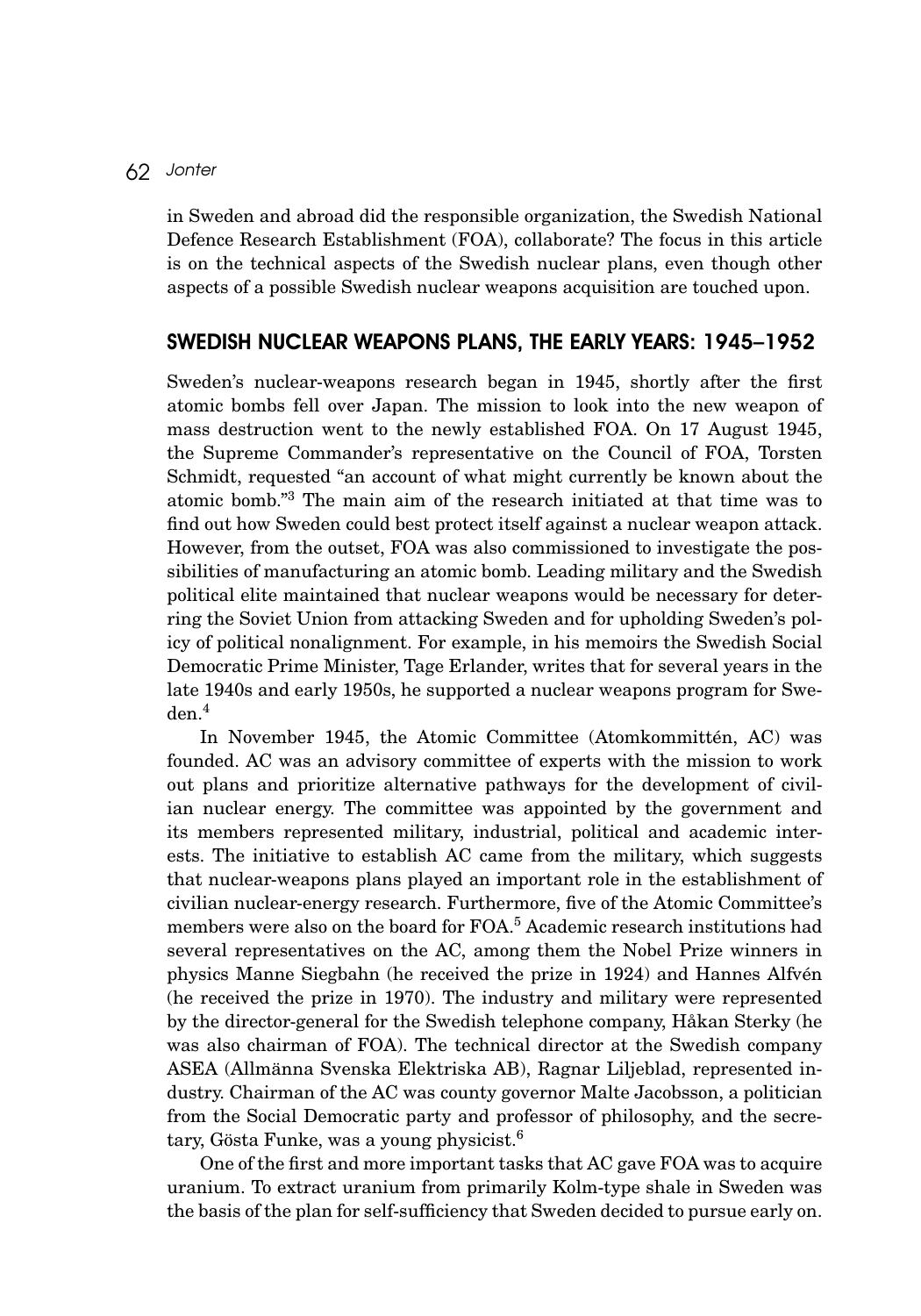in Sweden and abroad did the responsible organization, the Swedish National Defence Research Establishment (FOA), collaborate? The focus in this article is on the technical aspects of the Swedish nuclear plans, even though other aspects of a possible Swedish nuclear weapons acquisition are touched upon.

## SWEDISH NUCLEAR WEAPONS PLANS, THE EARLY YEARS: 1945–1952

Sweden's nuclear-weapons research began in 1945, shortly after the first atomic bombs fell over Japan. The mission to look into the new weapon of mass destruction went to the newly established FOA. On 17 August 1945, the Supreme Commander's representative on the Council of FOA, Torsten Schmidt, requested "an account of what might currently be known about the atomic bomb."[3] The main aim of the research initiated at that time was to find out how Sweden could best protect itself against a nuclear weapon attack. However, from the outset, FOA was also commissioned to investigate the possibilities of manufacturing an atomic bomb. Leading military and the Swedish political elite maintained that nuclear weapons would be necessary for deterring the Soviet Union from attacking Sweden and for upholding Sweden's policy of political nonalignment. For example, in his memoirs the Swedish Social Democratic Prime Minister, Tage Erlander, writes that for several years in the late 1940s and early 1950s, he supported a nuclear weapons program for Sweden.[4]

In November 1945, the Atomic Committee (Atomkommittén, AC) was founded. AC was an advisory committee of experts with the mission to work out plans and prioritize alternative pathways for the development of civilian nuclear energy. The committee was appointed by the government and its members represented military, industrial, political and academic interests. The initiative to establish AC came from the military, which suggests that nuclear-weapons plans played an important role in the establishment of civilian nuclear-energy research. Furthermore, five of the Atomic Committee's members were also on the board for FOA.[5] Academic research institutions had several representatives on the AC, among them the Nobel Prize winners in physics Manne Siegbahn (he received the prize in 1924) and Hannes Alfvén (he received the prize in 1970). The industry and military were represented by the director-general for the Swedish telephone company, Håkan Sterky (he was also chairman of FOA). The technical director at the Swedish company ASEA (Allmänna Svenska Elektriska AB), Ragnar Liljeblad, represented industry. Chairman of the AC was county governor Malte Jacobsson, a politician from the Social Democratic party and professor of philosophy, and the secretary, Gösta Funke, was a young physicist.[6]

One of the first and more important tasks that AC gave FOA was to acquire uranium. To extract uranium from primarily Kolm-type shale in Sweden was the basis of the plan for self-sufficiency that Sweden decided to pursue early on.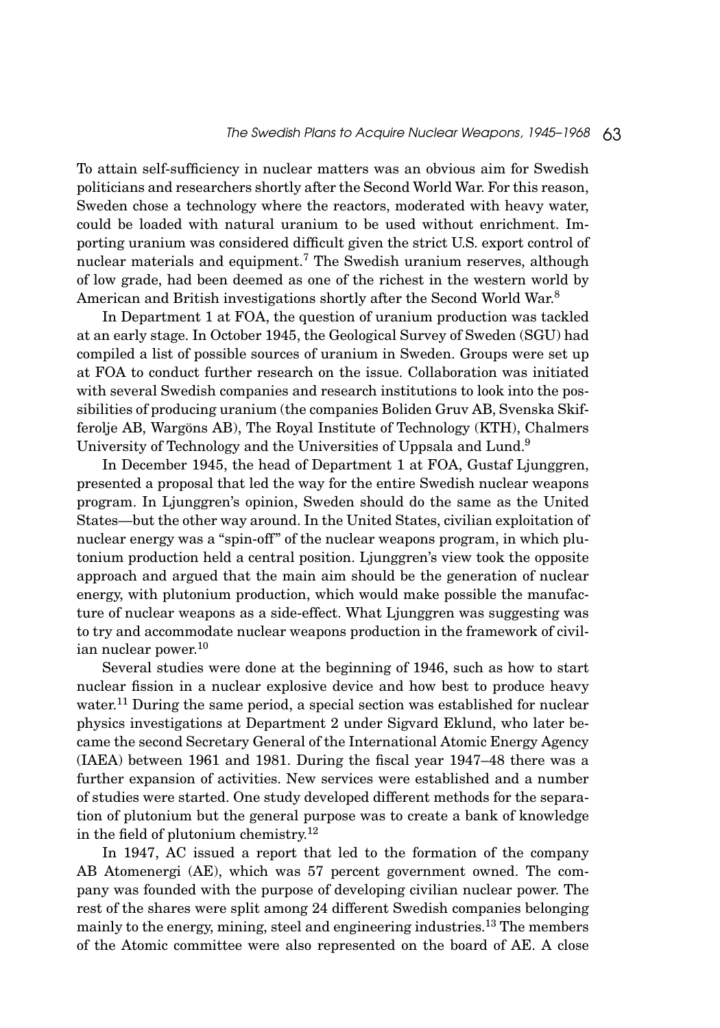To attain self-sufficiency in nuclear matters was an obvious aim for Swedish politicians and researchers shortly after the Second World War. For this reason, Sweden chose a technology where the reactors, moderated with heavy water, could be loaded with natural uranium to be used without enrichment. Importing uranium was considered difficult given the strict U.S. export control of nuclear materials and equipment.[7] The Swedish uranium reserves, although of low grade, had been deemed as one of the richest in the western world by American and British investigations shortly after the Second World War.[8]

In Department 1 at FOA, the question of uranium production was tackled at an early stage. In October 1945, the Geological Survey of Sweden (SGU) had compiled a list of possible sources of uranium in Sweden. Groups were set up at FOA to conduct further research on the issue. Collaboration was initiated with several Swedish companies and research institutions to look into the possibilities of producing uranium (the companies Boliden Gruv AB, Svenska Skifferolje AB, Wargöns AB), The Royal Institute of Technology (KTH), Chalmers University of Technology and the Universities of Uppsala and Lund.[9]

In December 1945, the head of Department 1 at FOA, Gustaf Ljunggren, presented a proposal that led the way for the entire Swedish nuclear weapons program. In Ljunggren's opinion, Sweden should do the same as the United States—but the other way around. In the United States, civilian exploitation of nuclear energy was a "spin-off" of the nuclear weapons program, in which plutonium production held a central position. Ljunggren's view took the opposite approach and argued that the main aim should be the generation of nuclear energy, with plutonium production, which would make possible the manufacture of nuclear weapons as a side-effect. What Ljunggren was suggesting was to try and accommodate nuclear weapons production in the framework of civilian nuclear power.[10]

Several studies were done at the beginning of 1946, such as how to start nuclear fission in a nuclear explosive device and how best to produce heavy water.[11] During the same period, a special section was established for nuclear physics investigations at Department 2 under Sigvard Eklund, who later became the second Secretary General of the International Atomic Energy Agency (IAEA) between 1961 and 1981. During the fiscal year 1947–48 there was a further expansion of activities. New services were established and a number of studies were started. One study developed different methods for the separation of plutonium but the general purpose was to create a bank of knowledge in the field of plutonium chemistry.[12]

In 1947, AC issued a report that led to the formation of the company AB Atomenergi (AE), which was 57 percent government owned. The company was founded with the purpose of developing civilian nuclear power. The rest of the shares were split among 24 different Swedish companies belonging mainly to the energy, mining, steel and engineering industries.[13] The members of the Atomic committee were also represented on the board of AE. A close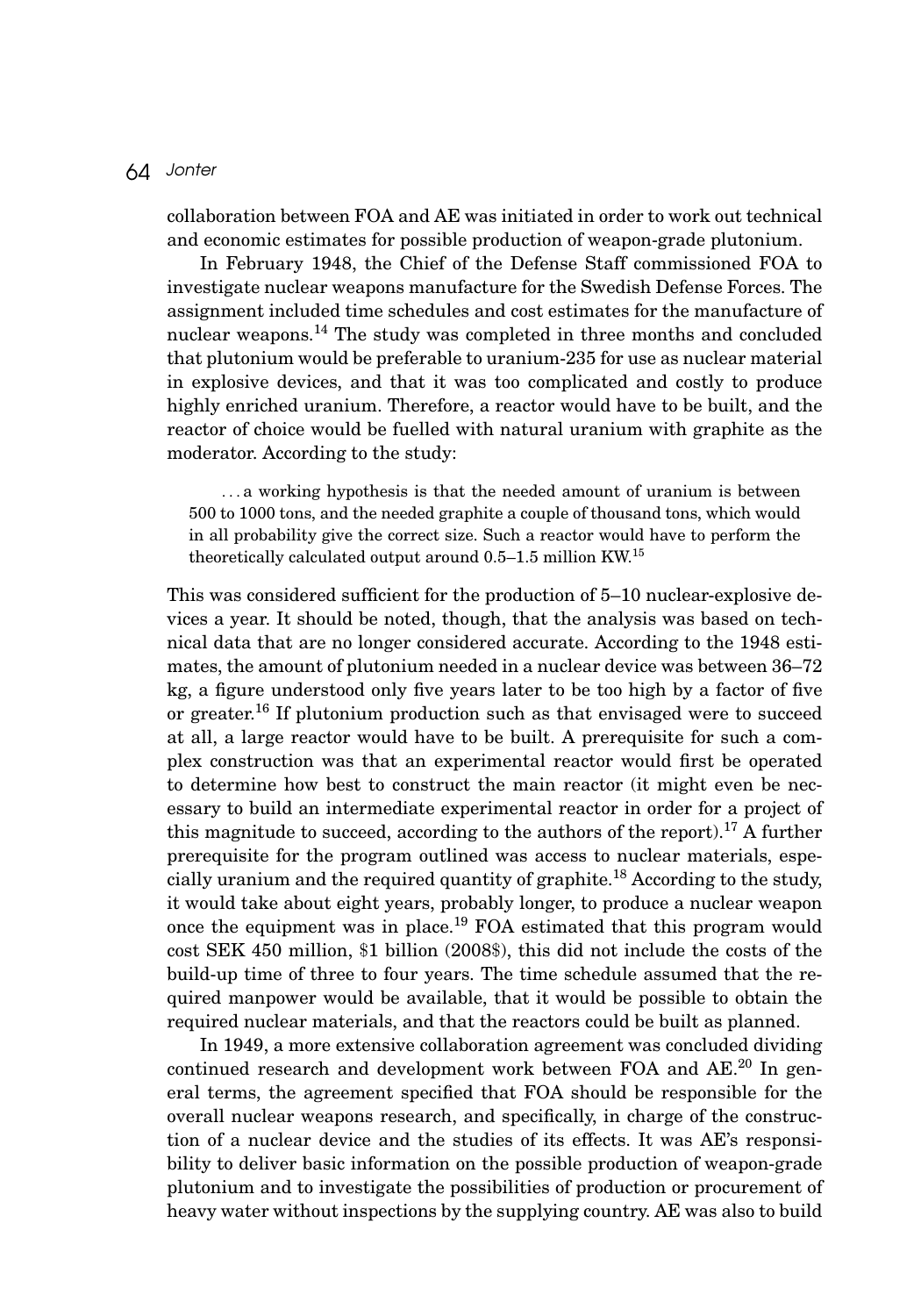collaboration between FOA and AE was initiated in order to work out technical and economic estimates for possible production of weapon-grade plutonium.

In February 1948, the Chief of the Defense Staff commissioned FOA to investigate nuclear weapons manufacture for the Swedish Defense Forces. The assignment included time schedules and cost estimates for the manufacture of nuclear weapons.[14] The study was completed in three months and concluded that plutonium would be preferable to uranium-235 for use as nuclear material in explosive devices, and that it was too complicated and costly to produce highly enriched uranium. Therefore, a reactor would have to be built, and the reactor of choice would be fuelled with natural uranium with graphite as the moderator. According to the study:

> . . . a working hypothesis is that the needed amount of uranium is between 500 to 1000 tons, and the needed graphite a couple of thousand tons, which would in all probability give the correct size. Such a reactor would have to perform the theoretically calculated output around 0.5–1.5 million KW.[15]

This was considered sufficient for the production of 5–10 nuclear-explosive devices a year. It should be noted, though, that the analysis was based on technical data that are no longer considered accurate. According to the 1948 estimates, the amount of plutonium needed in a nuclear device was between 36–72 kg, a figure understood only five years later to be too high by a factor of five or greater.[16] If plutonium production such as that envisaged were to succeed at all, a large reactor would have to be built. A prerequisite for such a complex construction was that an experimental reactor would first be operated to determine how best to construct the main reactor (it might even be necessary to build an intermediate experimental reactor in order for a project of this magnitude to succeed, according to the authors of the report).[17] A further prerequisite for the program outlined was access to nuclear materials, especially uranium and the required quantity of graphite.[18] According to the study, it would take about eight years, probably longer, to produce a nuclear weapon once the equipment was in place.[19] FOA estimated that this program would cost SEK 450 million, $1 billion (2008$), this did not include the costs of the build-up time of three to four years. The time schedule assumed that the required manpower would be available, that it would be possible to obtain the required nuclear materials, and that the reactors could be built as planned.

In 1949, a more extensive collaboration agreement was concluded dividing continued research and development work between FOA and AE.[20] In general terms, the agreement specified that FOA should be responsible for the overall nuclear weapons research, and specifically, in charge of the construction of a nuclear device and the studies of its effects. It was AE's responsibility to deliver basic information on the possible production of weapon-grade plutonium and to investigate the possibilities of production or procurement of heavy water without inspections by the supplying country. AE was also to build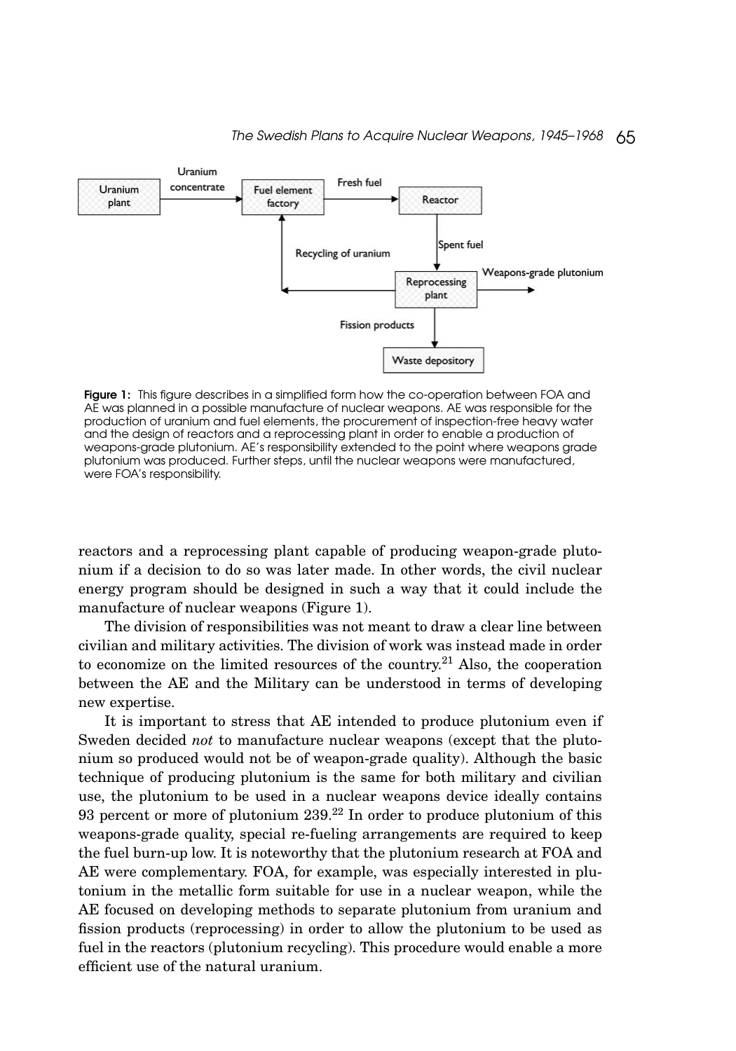**Figure 1:** This figure describes in a simplified form how the co-operation between FOA and AE was planned in a possible manufacture of nuclear weapons. AE was responsible for the production of uranium and fuel elements, the procurement of inspection-free heavy water and the design of reactors and a reprocessing plant in order to enable a production of weapons-grade plutonium. AE's responsibility extended to the point where weapons grade plutonium was produced. Further steps, until the nuclear weapons were manufactured, were FOA's responsibility.

reactors and a reprocessing plant capable of producing weapon-grade plutonium if a decision to do so was later made. In other words, the civil nuclear energy program should be designed in such a way that it could include the manufacture of nuclear weapons (Figure 1).

The division of responsibilities was not meant to draw a clear line between civilian and military activities. The division of work was instead made in order to economize on the limited resources of the country.[21] Also, the cooperation between the AE and the Military can be understood in terms of developing new expertise.

It is important to stress that AE intended to produce plutonium even if Sweden decided *not* to manufacture nuclear weapons (except that the plutonium so produced would not be of weapon-grade quality). Although the basic technique of producing plutonium is the same for both military and civilian use, the plutonium to be used in a nuclear weapons device ideally contains 93 percent or more of plutonium 239.[22] In order to produce plutonium of this weapons-grade quality, special re-fueling arrangements are required to keep the fuel burn-up low. It is noteworthy that the plutonium research at FOA and AE were complementary. FOA, for example, was especially interested in plutonium in the metallic form suitable for use in a nuclear weapon, while the AE focused on developing methods to separate plutonium from uranium and fission products (reprocessing) in order to allow the plutonium to be used as fuel in the reactors (plutonium recycling). This procedure would enable a more efficient use of the natural uranium.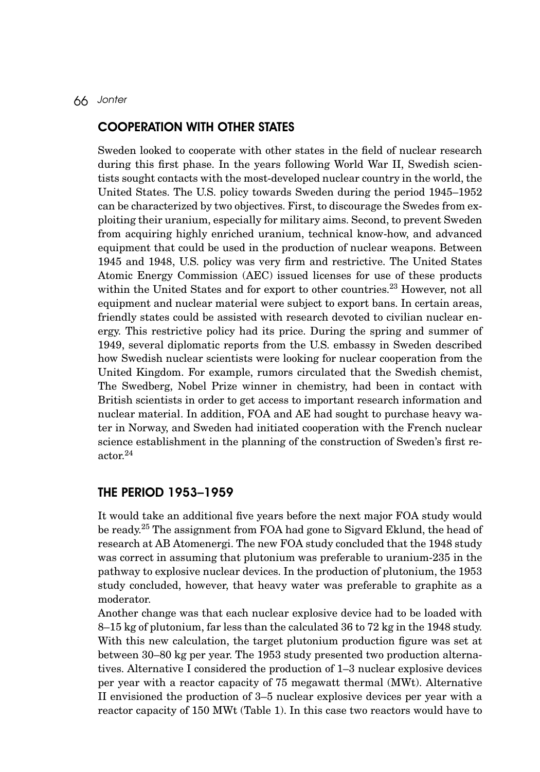## COOPERATION WITH OTHER STATES

Sweden looked to cooperate with other states in the field of nuclear research during this first phase. In the years following World War II, Swedish scientists sought contacts with the most-developed nuclear country in the world, the United States. The U.S. policy towards Sweden during the period 1945–1952 can be characterized by two objectives. First, to discourage the Swedes from exploiting their uranium, especially for military aims. Second, to prevent Sweden from acquiring highly enriched uranium, technical know-how, and advanced equipment that could be used in the production of nuclear weapons. Between 1945 and 1948, U.S. policy was very firm and restrictive. The United States Atomic Energy Commission (AEC) issued licenses for use of these products within the United States and for export to other countries.[23] However, not all equipment and nuclear material were subject to export bans. In certain areas, friendly states could be assisted with research devoted to civilian nuclear energy. This restrictive policy had its price. During the spring and summer of 1949, several diplomatic reports from the U.S. embassy in Sweden described how Swedish nuclear scientists were looking for nuclear cooperation from the United Kingdom. For example, rumors circulated that the Swedish chemist, The Swedberg, Nobel Prize winner in chemistry, had been in contact with British scientists in order to get access to important research information and nuclear material. In addition, FOA and AE had sought to purchase heavy water in Norway, and Sweden had initiated cooperation with the French nuclear science establishment in the planning of the construction of Sweden's first reactor.[24]

## THE PERIOD 1953–1959

It would take an additional five years before the next major FOA study would be ready.[25] The assignment from FOA had gone to Sigvard Eklund, the head of research at AB Atomenergi. The new FOA study concluded that the 1948 study was correct in assuming that plutonium was preferable to uranium-235 in the pathway to explosive nuclear devices. In the production of plutonium, the 1953 study concluded, however, that heavy water was preferable to graphite as a moderator.

Another change was that each nuclear explosive device had to be loaded with 8–15 kg of plutonium, far less than the calculated 36 to 72 kg in the 1948 study. With this new calculation, the target plutonium production figure was set at between 30–80 kg per year. The 1953 study presented two production alternatives. Alternative I considered the production of 1–3 nuclear explosive devices per year with a reactor capacity of 75 megawatt thermal (MWt). Alternative II envisioned the production of 3–5 nuclear explosive devices per year with a reactor capacity of 150 MWt (Table 1). In this case two reactors would have to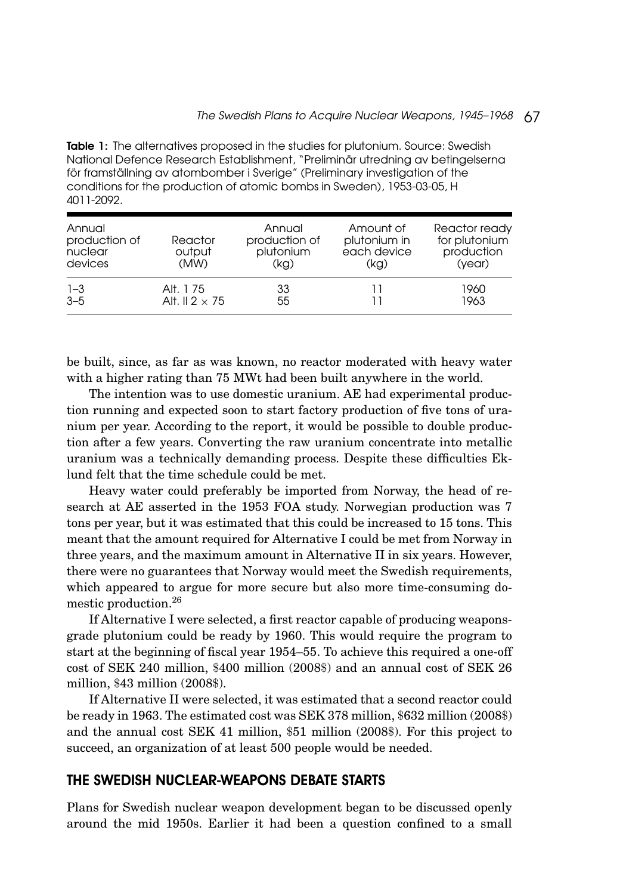**Table 1:** The alternatives proposed in the studies for plutonium. Source: Swedish National Defence Research Establishment, "Preliminär utredning av betingelserna för framställning av atombomber i Sverige" (Preliminary investigation of the conditions for the production of atomic bombs in Sweden), 1953-03-05, H 4011-2092.

| Annual production of nuclear devices | Reactor output (MW) | Annual production of plutonium (kg) | Amount of plutonium in each device (kg) | Reactor ready for plutonium production (year) |
|---|---|---|---|---|
| 1–3 | Alt. I 75 | 33 | 11 | 1960 |
| 3–5 | Alt. II 2 × 75 | 55 | 11 | 1963 |

be built, since, as far as was known, no reactor moderated with heavy water with a higher rating than 75 MWt had been built anywhere in the world.

The intention was to use domestic uranium. AE had experimental production running and expected soon to start factory production of five tons of uranium per year. According to the report, it would be possible to double production after a few years. Converting the raw uranium concentrate into metallic uranium was a technically demanding process. Despite these difficulties Eklund felt that the time schedule could be met.

Heavy water could preferably be imported from Norway, the head of research at AE asserted in the 1953 FOA study. Norwegian production was 7 tons per year, but it was estimated that this could be increased to 15 tons. This meant that the amount required for Alternative I could be met from Norway in three years, and the maximum amount in Alternative II in six years. However, there were no guarantees that Norway would meet the Swedish requirements, which appeared to argue for more secure but also more time-consuming domestic production.[26]

If Alternative I were selected, a first reactor capable of producing weapons-grade plutonium could be ready by 1960. This would require the program to start at the beginning of fiscal year 1954–55. To achieve this required a one-off cost of SEK 240 million, $400 million (2008$) and an annual cost of SEK 26 million, $43 million (2008$).

If Alternative II were selected, it was estimated that a second reactor could be ready in 1963. The estimated cost was SEK 378 million, $632 million (2008$) and the annual cost SEK 41 million, $51 million (2008$). For this project to succeed, an organization of at least 500 people would be needed.

## THE SWEDISH NUCLEAR-WEAPONS DEBATE STARTS

Plans for Swedish nuclear weapon development began to be discussed openly around the mid 1950s. Earlier it had been a question confined to a small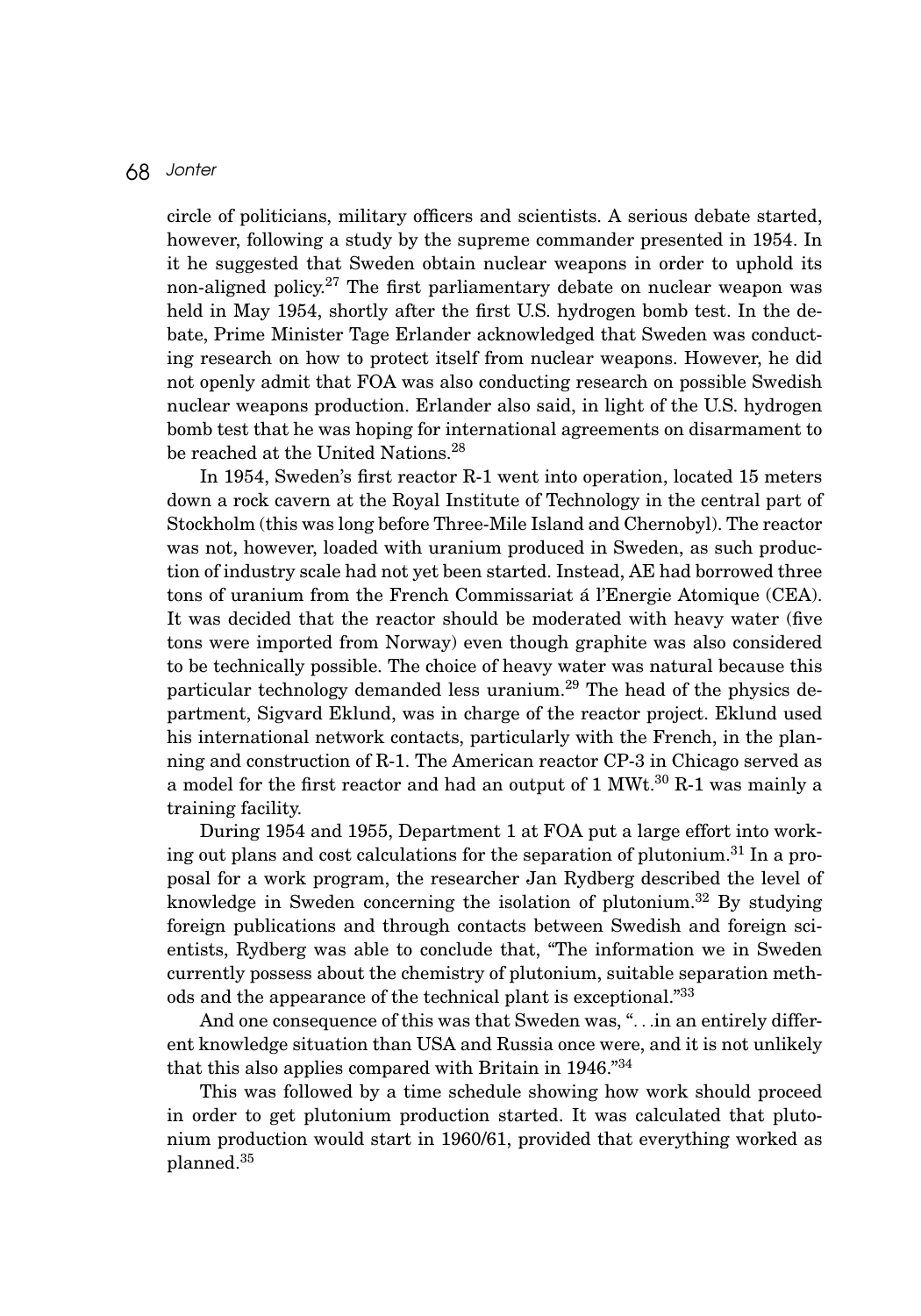circle of politicians, military officers and scientists. A serious debate started, however, following a study by the supreme commander presented in 1954. In it he suggested that Sweden obtain nuclear weapons in order to uphold its non-aligned policy.[27] The first parliamentary debate on nuclear weapon was held in May 1954, shortly after the first U.S. hydrogen bomb test. In the debate, Prime Minister Tage Erlander acknowledged that Sweden was conducting research on how to protect itself from nuclear weapons. However, he did not openly admit that FOA was also conducting research on possible Swedish nuclear weapons production. Erlander also said, in light of the U.S. hydrogen bomb test that he was hoping for international agreements on disarmament to be reached at the United Nations.[28]

In 1954, Sweden's first reactor R-1 went into operation, located 15 meters down a rock cavern at the Royal Institute of Technology in the central part of Stockholm (this was long before Three-Mile Island and Chernobyl). The reactor was not, however, loaded with uranium produced in Sweden, as such production of industry scale had not yet been started. Instead, AE had borrowed three tons of uranium from the French Commissariat á l'Energie Atomique (CEA). It was decided that the reactor should be moderated with heavy water (five tons were imported from Norway) even though graphite was also considered to be technically possible. The choice of heavy water was natural because this particular technology demanded less uranium.[29] The head of the physics department, Sigvard Eklund, was in charge of the reactor project. Eklund used his international network contacts, particularly with the French, in the planning and construction of R-1. The American reactor CP-3 in Chicago served as a model for the first reactor and had an output of 1 MWt.[30] R-1 was mainly a training facility.

During 1954 and 1955, Department 1 at FOA put a large effort into working out plans and cost calculations for the separation of plutonium.[31] In a proposal for a work program, the researcher Jan Rydberg described the level of knowledge in Sweden concerning the isolation of plutonium.[32] By studying foreign publications and through contacts between Swedish and foreign scientists, Rydberg was able to conclude that, "The information we in Sweden currently possess about the chemistry of plutonium, suitable separation methods and the appearance of the technical plant is exceptional."[33]

And one consequence of this was that Sweden was, "...in an entirely different knowledge situation than USA and Russia once were, and it is not unlikely that this also applies compared with Britain in 1946."[34]

This was followed by a time schedule showing how work should proceed in order to get plutonium production started. It was calculated that plutonium production would start in 1960/61, provided that everything worked as planned.[35]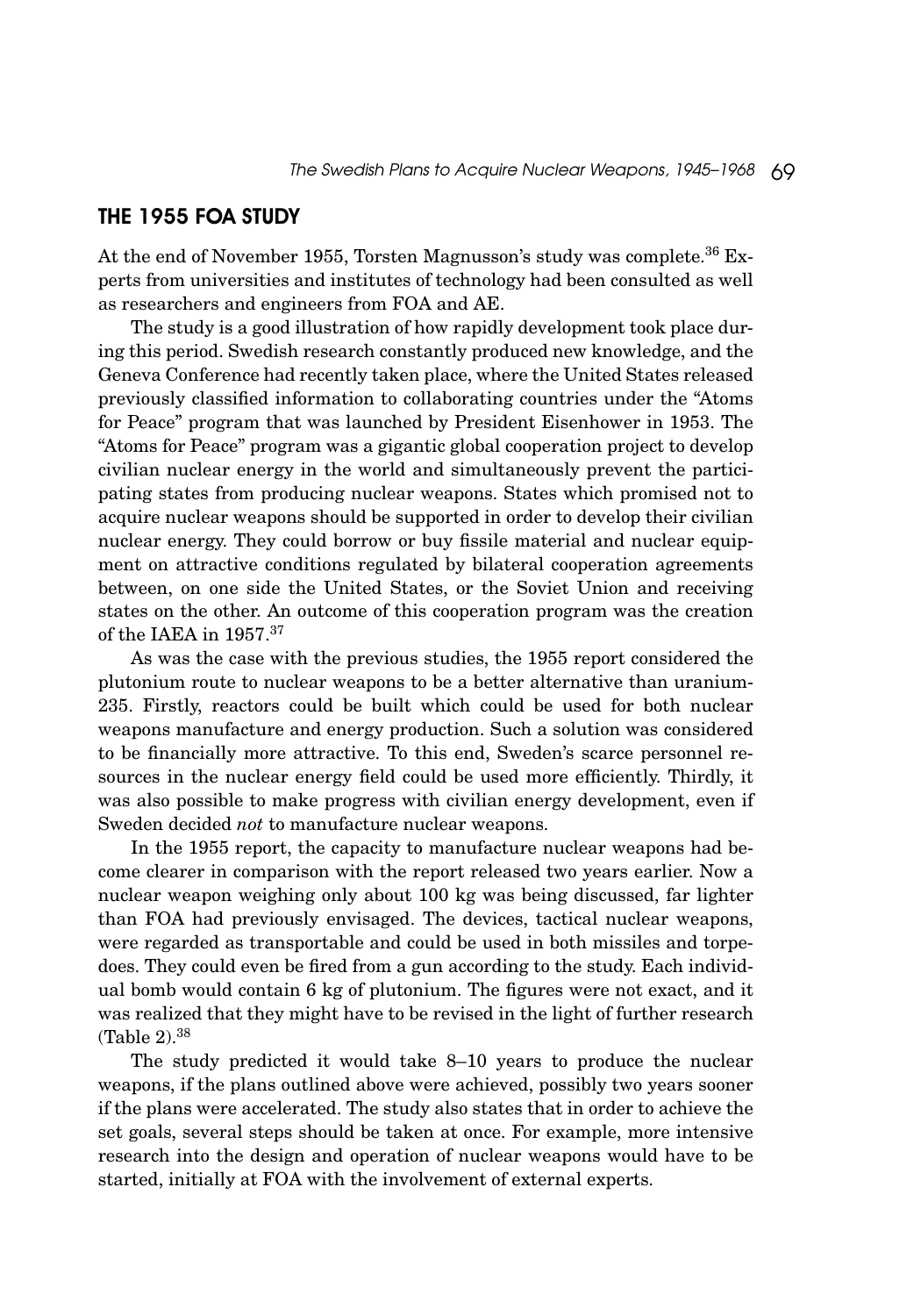## THE 1955 FOA STUDY

At the end of November 1955, Torsten Magnusson's study was complete.[36] Experts from universities and institutes of technology had been consulted as well as researchers and engineers from FOA and AE.

The study is a good illustration of how rapidly development took place during this period. Swedish research constantly produced new knowledge, and the Geneva Conference had recently taken place, where the United States released previously classified information to collaborating countries under the "Atoms for Peace" program that was launched by President Eisenhower in 1953. The "Atoms for Peace" program was a gigantic global cooperation project to develop civilian nuclear energy in the world and simultaneously prevent the participating states from producing nuclear weapons. States which promised not to acquire nuclear weapons should be supported in order to develop their civilian nuclear energy. They could borrow or buy fissile material and nuclear equipment on attractive conditions regulated by bilateral cooperation agreements between, on one side the United States, or the Soviet Union and receiving states on the other. An outcome of this cooperation program was the creation of the IAEA in 1957.[37]

As was the case with the previous studies, the 1955 report considered the plutonium route to nuclear weapons to be a better alternative than uranium-235. Firstly, reactors could be built which could be used for both nuclear weapons manufacture and energy production. Such a solution was considered to be financially more attractive. To this end, Sweden's scarce personnel resources in the nuclear energy field could be used more efficiently. Thirdly, it was also possible to make progress with civilian energy development, even if Sweden decided *not* to manufacture nuclear weapons.

In the 1955 report, the capacity to manufacture nuclear weapons had become clearer in comparison with the report released two years earlier. Now a nuclear weapon weighing only about 100 kg was being discussed, far lighter than FOA had previously envisaged. The devices, tactical nuclear weapons, were regarded as transportable and could be used in both missiles and torpedoes. They could even be fired from a gun according to the study. Each individual bomb would contain 6 kg of plutonium. The figures were not exact, and it was realized that they might have to be revised in the light of further research (Table 2).[38]

The study predicted it would take 8–10 years to produce the nuclear weapons, if the plans outlined above were achieved, possibly two years sooner if the plans were accelerated. The study also states that in order to achieve the set goals, several steps should be taken at once. For example, more intensive research into the design and operation of nuclear weapons would have to be started, initially at FOA with the involvement of external experts.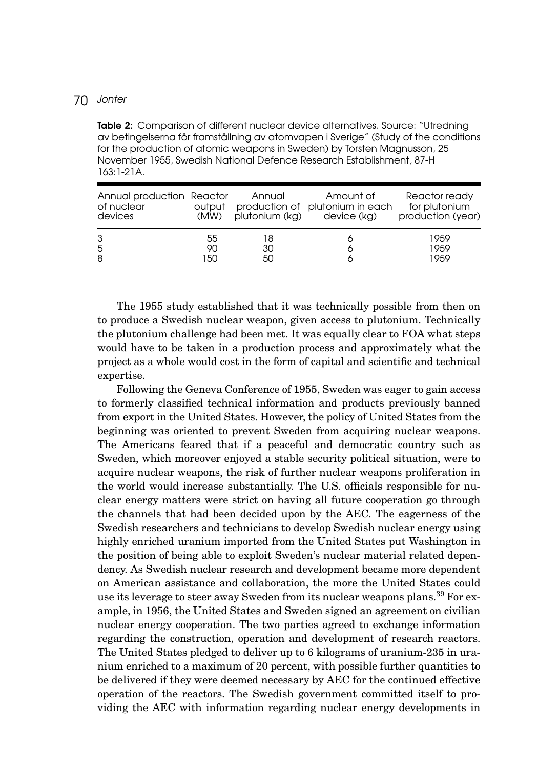**Table 2:** Comparison of different nuclear device alternatives. Source: "Utredning av betingelserna för framställning av atomvapen i Sverige" (Study of the conditions for the production of atomic weapons in Sweden) by Torsten Magnusson, 25 November 1955, Swedish National Defence Research Establishment, 87-H 163:1-21A.

| Annual production of nuclear devices | Reactor output (MW) | Annual production of plutonium (kg) | Amount of plutonium in each device (kg) | Reactor ready for plutonium production (year) |
|---|---|---|---|---|
| 3 | 55 | 18 | 6 | 1959 |
| 5 | 90 | 30 | 6 | 1959 |
| 8 | 150 | 50 | 6 | 1959 |

The 1955 study established that it was technically possible from then on to produce a Swedish nuclear weapon, given access to plutonium. Technically the plutonium challenge had been met. It was equally clear to FOA what steps would have to be taken in a production process and approximately what the project as a whole would cost in the form of capital and scientific and technical expertise.

Following the Geneva Conference of 1955, Sweden was eager to gain access to formerly classified technical information and products previously banned from export in the United States. However, the policy of United States from the beginning was oriented to prevent Sweden from acquiring nuclear weapons. The Americans feared that if a peaceful and democratic country such as Sweden, which moreover enjoyed a stable security political situation, were to acquire nuclear weapons, the risk of further nuclear weapons proliferation in the world would increase substantially. The U.S. officials responsible for nuclear energy matters were strict on having all future cooperation go through the channels that had been decided upon by the AEC. The eagerness of the Swedish researchers and technicians to develop Swedish nuclear energy using highly enriched uranium imported from the United States put Washington in the position of being able to exploit Sweden's nuclear material related dependency. As Swedish nuclear research and development became more dependent on American assistance and collaboration, the more the United States could use its leverage to steer away Sweden from its nuclear weapons plans.[39] For example, in 1956, the United States and Sweden signed an agreement on civilian nuclear energy cooperation. The two parties agreed to exchange information regarding the construction, operation and development of research reactors. The United States pledged to deliver up to 6 kilograms of uranium-235 in uranium enriched to a maximum of 20 percent, with possible further quantities to be delivered if they were deemed necessary by AEC for the continued effective operation of the reactors. The Swedish government committed itself to providing the AEC with information regarding nuclear energy developments in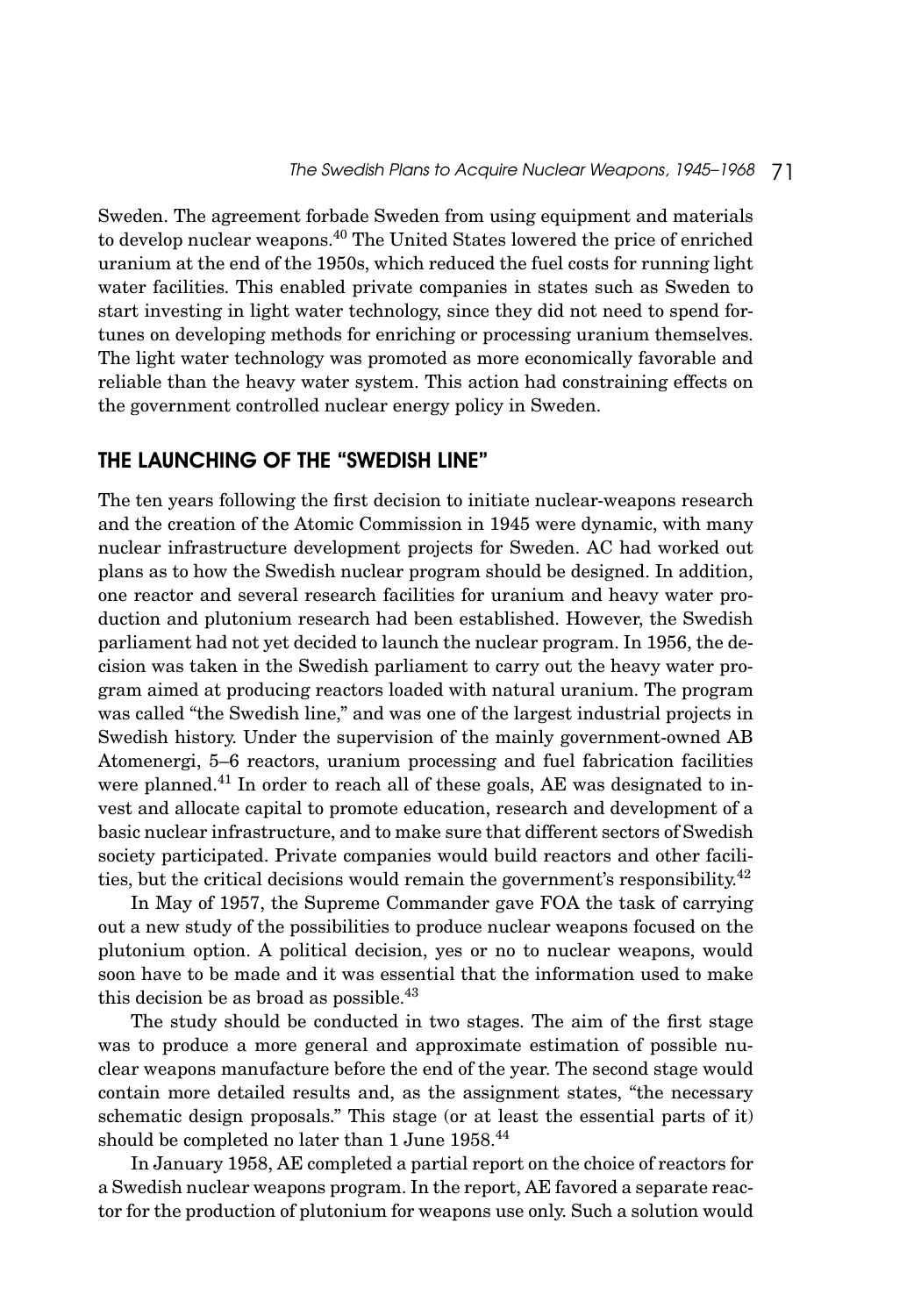Sweden. The agreement forbade Sweden from using equipment and materials to develop nuclear weapons.[40] The United States lowered the price of enriched uranium at the end of the 1950s, which reduced the fuel costs for running light water facilities. This enabled private companies in states such as Sweden to start investing in light water technology, since they did not need to spend fortunes on developing methods for enriching or processing uranium themselves. The light water technology was promoted as more economically favorable and reliable than the heavy water system. This action had constraining effects on the government controlled nuclear energy policy in Sweden.

## THE LAUNCHING OF THE "SWEDISH LINE"

The ten years following the first decision to initiate nuclear-weapons research and the creation of the Atomic Commission in 1945 were dynamic, with many nuclear infrastructure development projects for Sweden. AC had worked out plans as to how the Swedish nuclear program should be designed. In addition, one reactor and several research facilities for uranium and heavy water production and plutonium research had been established. However, the Swedish parliament had not yet decided to launch the nuclear program. In 1956, the decision was taken in the Swedish parliament to carry out the heavy water program aimed at producing reactors loaded with natural uranium. The program was called "the Swedish line," and was one of the largest industrial projects in Swedish history. Under the supervision of the mainly government-owned AB Atomenergi, 5–6 reactors, uranium processing and fuel fabrication facilities were planned.[41] In order to reach all of these goals, AE was designated to invest and allocate capital to promote education, research and development of a basic nuclear infrastructure, and to make sure that different sectors of Swedish society participated. Private companies would build reactors and other facilities, but the critical decisions would remain the government's responsibility.[42]

In May of 1957, the Supreme Commander gave FOA the task of carrying out a new study of the possibilities to produce nuclear weapons focused on the plutonium option. A political decision, yes or no to nuclear weapons, would soon have to be made and it was essential that the information used to make this decision be as broad as possible.[43]

The study should be conducted in two stages. The aim of the first stage was to produce a more general and approximate estimation of possible nuclear weapons manufacture before the end of the year. The second stage would contain more detailed results and, as the assignment states, "the necessary schematic design proposals." This stage (or at least the essential parts of it) should be completed no later than 1 June 1958.[44]

In January 1958, AE completed a partial report on the choice of reactors for a Swedish nuclear weapons program. In the report, AE favored a separate reactor for the production of plutonium for weapons use only. Such a solution would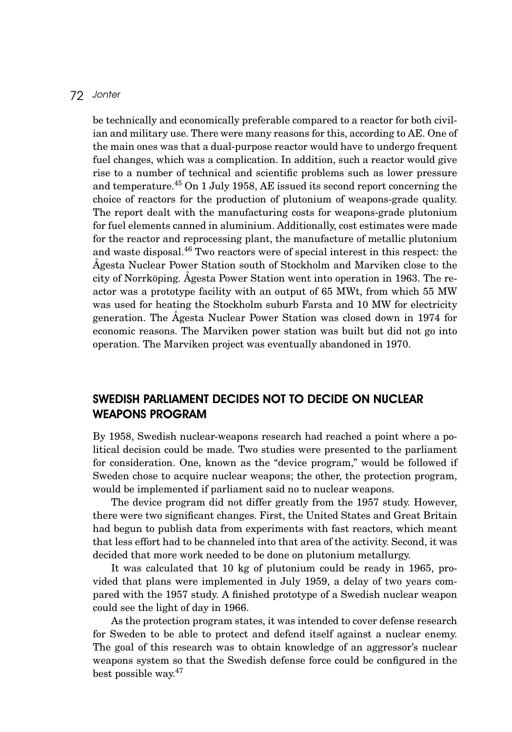be technically and economically preferable compared to a reactor for both civilian and military use. There were many reasons for this, according to AE. One of the main ones was that a dual-purpose reactor would have to undergo frequent fuel changes, which was a complication. In addition, such a reactor would give rise to a number of technical and scientific problems such as lower pressure and temperature.[45] On 1 July 1958, AE issued its second report concerning the choice of reactors for the production of plutonium of weapons-grade quality. The report dealt with the manufacturing costs for weapons-grade plutonium for fuel elements canned in aluminium. Additionally, cost estimates were made for the reactor and reprocessing plant, the manufacture of metallic plutonium and waste disposal.[46] Two reactors were of special interest in this respect: the Ågesta Nuclear Power Station south of Stockholm and Marviken close to the city of Norrköping. Ågesta Power Station went into operation in 1963. The reactor was a prototype facility with an output of 65 MWt, from which 55 MW was used for heating the Stockholm suburb Farsta and 10 MW for electricity generation. The Ågesta Nuclear Power Station was closed down in 1974 for economic reasons. The Marviken power station was built but did not go into operation. The Marviken project was eventually abandoned in 1970.

## SWEDISH PARLIAMENT DECIDES NOT TO DECIDE ON NUCLEAR WEAPONS PROGRAM

By 1958, Swedish nuclear-weapons research had reached a point where a political decision could be made. Two studies were presented to the parliament for consideration. One, known as the "device program," would be followed if Sweden chose to acquire nuclear weapons; the other, the protection program, would be implemented if parliament said no to nuclear weapons.

The device program did not differ greatly from the 1957 study. However, there were two significant changes. First, the United States and Great Britain had begun to publish data from experiments with fast reactors, which meant that less effort had to be channeled into that area of the activity. Second, it was decided that more work needed to be done on plutonium metallurgy.

It was calculated that 10 kg of plutonium could be ready in 1965, provided that plans were implemented in July 1959, a delay of two years compared with the 1957 study. A finished prototype of a Swedish nuclear weapon could see the light of day in 1966.

As the protection program states, it was intended to cover defense research for Sweden to be able to protect and defend itself against a nuclear enemy. The goal of this research was to obtain knowledge of an aggressor's nuclear weapons system so that the Swedish defense force could be configured in the best possible way.[47]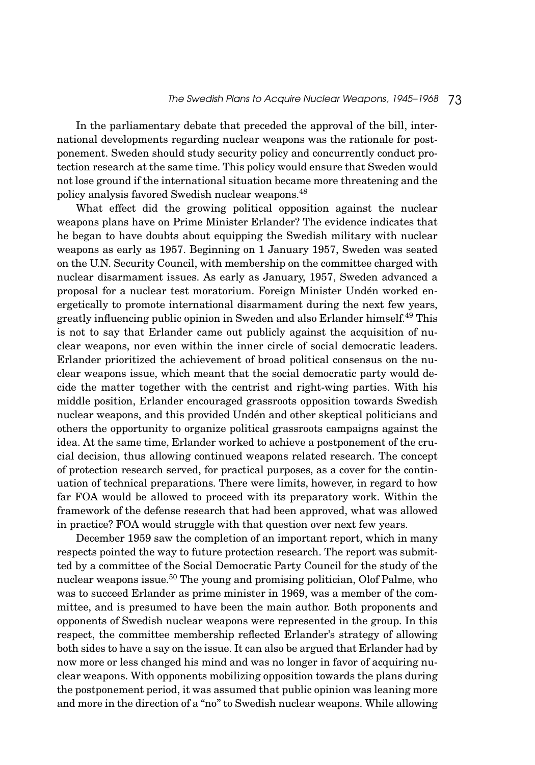In the parliamentary debate that preceded the approval of the bill, international developments regarding nuclear weapons was the rationale for postponement. Sweden should study security policy and concurrently conduct protection research at the same time. This policy would ensure that Sweden would not lose ground if the international situation became more threatening and the policy analysis favored Swedish nuclear weapons.[48]

What effect did the growing political opposition against the nuclear weapons plans have on Prime Minister Erlander? The evidence indicates that he began to have doubts about equipping the Swedish military with nuclear weapons as early as 1957. Beginning on 1 January 1957, Sweden was seated on the U.N. Security Council, with membership on the committee charged with nuclear disarmament issues. As early as January, 1957, Sweden advanced a proposal for a nuclear test moratorium. Foreign Minister Undén worked energetically to promote international disarmament during the next few years, greatly influencing public opinion in Sweden and also Erlander himself.[49] This is not to say that Erlander came out publicly against the acquisition of nuclear weapons, nor even within the inner circle of social democratic leaders. Erlander prioritized the achievement of broad political consensus on the nuclear weapons issue, which meant that the social democratic party would decide the matter together with the centrist and right-wing parties. With his middle position, Erlander encouraged grassroots opposition towards Swedish nuclear weapons, and this provided Undén and other skeptical politicians and others the opportunity to organize political grassroots campaigns against the idea. At the same time, Erlander worked to achieve a postponement of the crucial decision, thus allowing continued weapons related research. The concept of protection research served, for practical purposes, as a cover for the continuation of technical preparations. There were limits, however, in regard to how far FOA would be allowed to proceed with its preparatory work. Within the framework of the defense research that had been approved, what was allowed in practice? FOA would struggle with that question over next few years.

December 1959 saw the completion of an important report, which in many respects pointed the way to future protection research. The report was submitted by a committee of the Social Democratic Party Council for the study of the nuclear weapons issue.[50] The young and promising politician, Olof Palme, who was to succeed Erlander as prime minister in 1969, was a member of the committee, and is presumed to have been the main author. Both proponents and opponents of Swedish nuclear weapons were represented in the group. In this respect, the committee membership reflected Erlander's strategy of allowing both sides to have a say on the issue. It can also be argued that Erlander had by now more or less changed his mind and was no longer in favor of acquiring nuclear weapons. With opponents mobilizing opposition towards the plans during the postponement period, it was assumed that public opinion was leaning more and more in the direction of a "no" to Swedish nuclear weapons. While allowing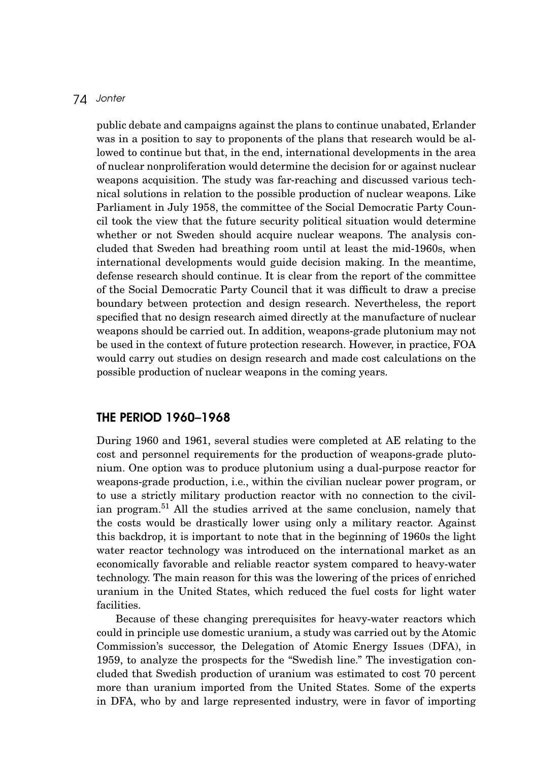public debate and campaigns against the plans to continue unabated, Erlander was in a position to say to proponents of the plans that research would be allowed to continue but that, in the end, international developments in the area of nuclear nonproliferation would determine the decision for or against nuclear weapons acquisition. The study was far-reaching and discussed various technical solutions in relation to the possible production of nuclear weapons. Like Parliament in July 1958, the committee of the Social Democratic Party Council took the view that the future security political situation would determine whether or not Sweden should acquire nuclear weapons. The analysis concluded that Sweden had breathing room until at least the mid-1960s, when international developments would guide decision making. In the meantime, defense research should continue. It is clear from the report of the committee of the Social Democratic Party Council that it was difficult to draw a precise boundary between protection and design research. Nevertheless, the report specified that no design research aimed directly at the manufacture of nuclear weapons should be carried out. In addition, weapons-grade plutonium may not be used in the context of future protection research. However, in practice, FOA would carry out studies on design research and made cost calculations on the possible production of nuclear weapons in the coming years.

## THE PERIOD 1960–1968

During 1960 and 1961, several studies were completed at AE relating to the cost and personnel requirements for the production of weapons-grade plutonium. One option was to produce plutonium using a dual-purpose reactor for weapons-grade production, i.e., within the civilian nuclear power program, or to use a strictly military production reactor with no connection to the civilian program.[51] All the studies arrived at the same conclusion, namely that the costs would be drastically lower using only a military reactor. Against this backdrop, it is important to note that in the beginning of 1960s the light water reactor technology was introduced on the international market as an economically favorable and reliable reactor system compared to heavy-water technology. The main reason for this was the lowering of the prices of enriched uranium in the United States, which reduced the fuel costs for light water facilities.

Because of these changing prerequisites for heavy-water reactors which could in principle use domestic uranium, a study was carried out by the Atomic Commission's successor, the Delegation of Atomic Energy Issues (DFA), in 1959, to analyze the prospects for the "Swedish line." The investigation concluded that Swedish production of uranium was estimated to cost 70 percent more than uranium imported from the United States. Some of the experts in DFA, who by and large represented industry, were in favor of importing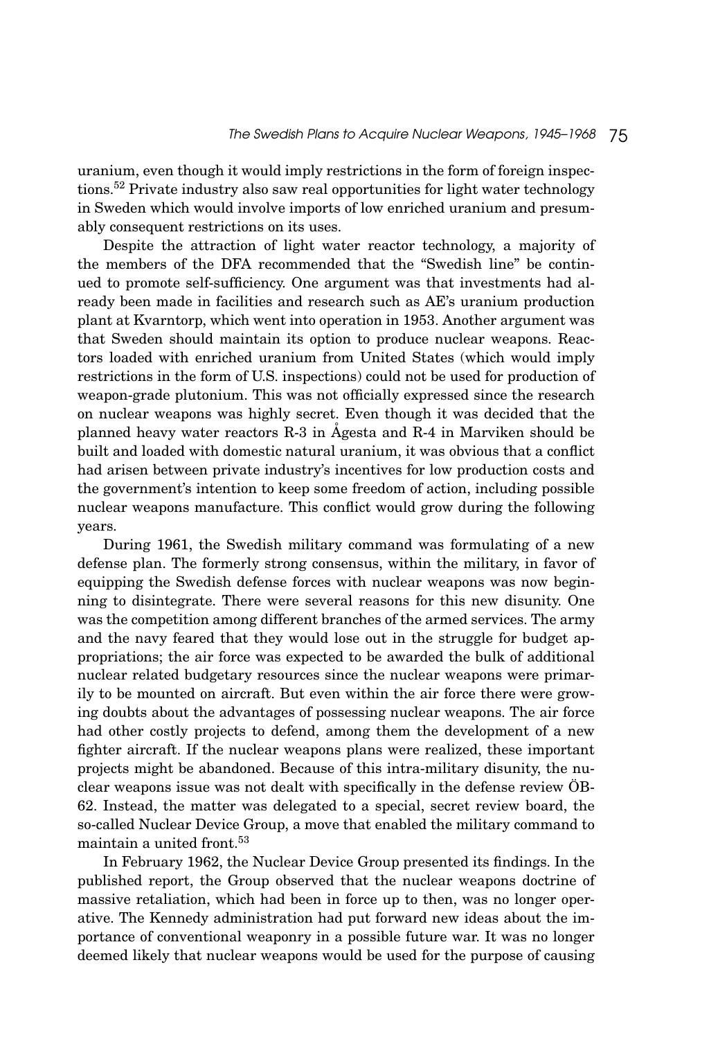uranium, even though it would imply restrictions in the form of foreign inspections.[52] Private industry also saw real opportunities for light water technology in Sweden which would involve imports of low enriched uranium and presumably consequent restrictions on its uses.

Despite the attraction of light water reactor technology, a majority of the members of the DFA recommended that the "Swedish line" be continued to promote self-sufficiency. One argument was that investments had already been made in facilities and research such as AE's uranium production plant at Kvarntorp, which went into operation in 1953. Another argument was that Sweden should maintain its option to produce nuclear weapons. Reactors loaded with enriched uranium from United States (which would imply restrictions in the form of U.S. inspections) could not be used for production of weapon-grade plutonium. This was not officially expressed since the research on nuclear weapons was highly secret. Even though it was decided that the planned heavy water reactors R-3 in Ågesta and R-4 in Marviken should be built and loaded with domestic natural uranium, it was obvious that a conflict had arisen between private industry's incentives for low production costs and the government's intention to keep some freedom of action, including possible nuclear weapons manufacture. This conflict would grow during the following years.

During 1961, the Swedish military command was formulating of a new defense plan. The formerly strong consensus, within the military, in favor of equipping the Swedish defense forces with nuclear weapons was now beginning to disintegrate. There were several reasons for this new disunity. One was the competition among different branches of the armed services. The army and the navy feared that they would lose out in the struggle for budget appropriations; the air force was expected to be awarded the bulk of additional nuclear related budgetary resources since the nuclear weapons were primarily to be mounted on aircraft. But even within the air force there were growing doubts about the advantages of possessing nuclear weapons. The air force had other costly projects to defend, among them the development of a new fighter aircraft. If the nuclear weapons plans were realized, these important projects might be abandoned. Because of this intra-military disunity, the nuclear weapons issue was not dealt with specifically in the defense review ÖB-62. Instead, the matter was delegated to a special, secret review board, the so-called Nuclear Device Group, a move that enabled the military command to maintain a united front.[53]

In February 1962, the Nuclear Device Group presented its findings. In the published report, the Group observed that the nuclear weapons doctrine of massive retaliation, which had been in force up to then, was no longer operative. The Kennedy administration had put forward new ideas about the importance of conventional weaponry in a possible future war. It was no longer deemed likely that nuclear weapons would be used for the purpose of causing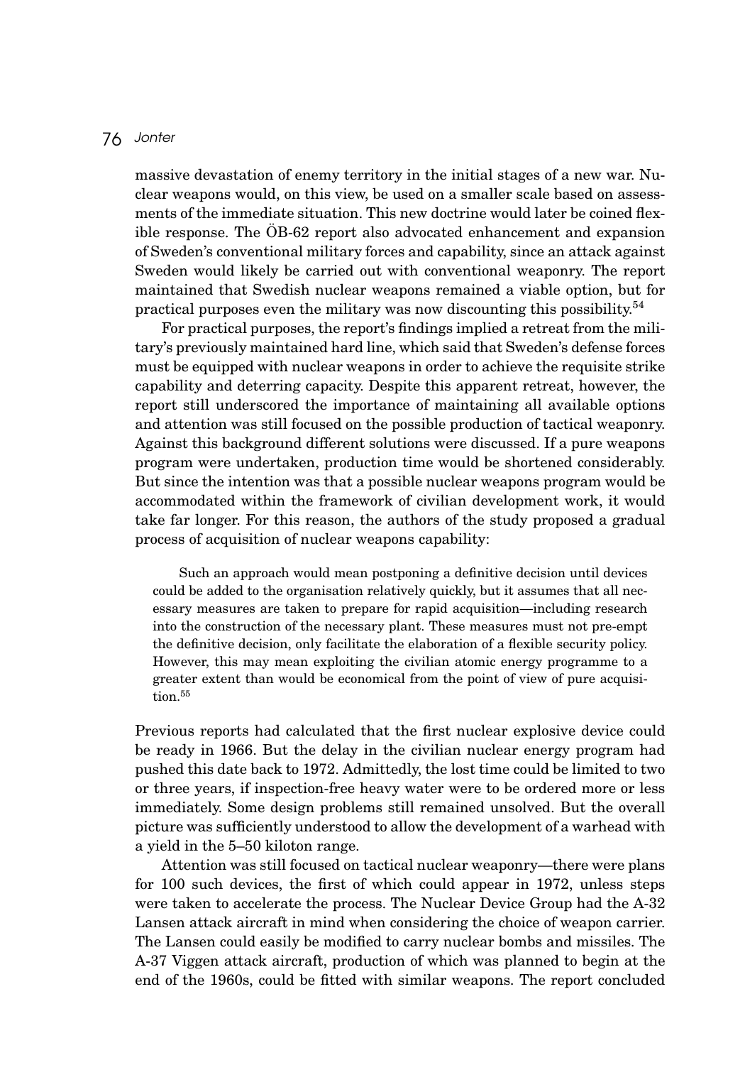massive devastation of enemy territory in the initial stages of a new war. Nuclear weapons would, on this view, be used on a smaller scale based on assessments of the immediate situation. This new doctrine would later be coined flexible response. The ÖB-62 report also advocated enhancement and expansion of Sweden's conventional military forces and capability, since an attack against Sweden would likely be carried out with conventional weaponry. The report maintained that Swedish nuclear weapons remained a viable option, but for practical purposes even the military was now discounting this possibility.[54]

For practical purposes, the report's findings implied a retreat from the military's previously maintained hard line, which said that Sweden's defense forces must be equipped with nuclear weapons in order to achieve the requisite strike capability and deterring capacity. Despite this apparent retreat, however, the report still underscored the importance of maintaining all available options and attention was still focused on the possible production of tactical weaponry. Against this background different solutions were discussed. If a pure weapons program were undertaken, production time would be shortened considerably. But since the intention was that a possible nuclear weapons program would be accommodated within the framework of civilian development work, it would take far longer. For this reason, the authors of the study proposed a gradual process of acquisition of nuclear weapons capability:

> Such an approach would mean postponing a definitive decision until devices could be added to the organisation relatively quickly, but it assumes that all necessary measures are taken to prepare for rapid acquisition—including research into the construction of the necessary plant. These measures must not pre-empt the definitive decision, only facilitate the elaboration of a flexible security policy. However, this may mean exploiting the civilian atomic energy programme to a greater extent than would be economical from the point of view of pure acquisition.[55]

Previous reports had calculated that the first nuclear explosive device could be ready in 1966. But the delay in the civilian nuclear energy program had pushed this date back to 1972. Admittedly, the lost time could be limited to two or three years, if inspection-free heavy water were to be ordered more or less immediately. Some design problems still remained unsolved. But the overall picture was sufficiently understood to allow the development of a warhead with a yield in the 5–50 kiloton range.

Attention was still focused on tactical nuclear weaponry—there were plans for 100 such devices, the first of which could appear in 1972, unless steps were taken to accelerate the process. The Nuclear Device Group had the A-32 Lansen attack aircraft in mind when considering the choice of weapon carrier. The Lansen could easily be modified to carry nuclear bombs and missiles. The A-37 Viggen attack aircraft, production of which was planned to begin at the end of the 1960s, could be fitted with similar weapons. The report concluded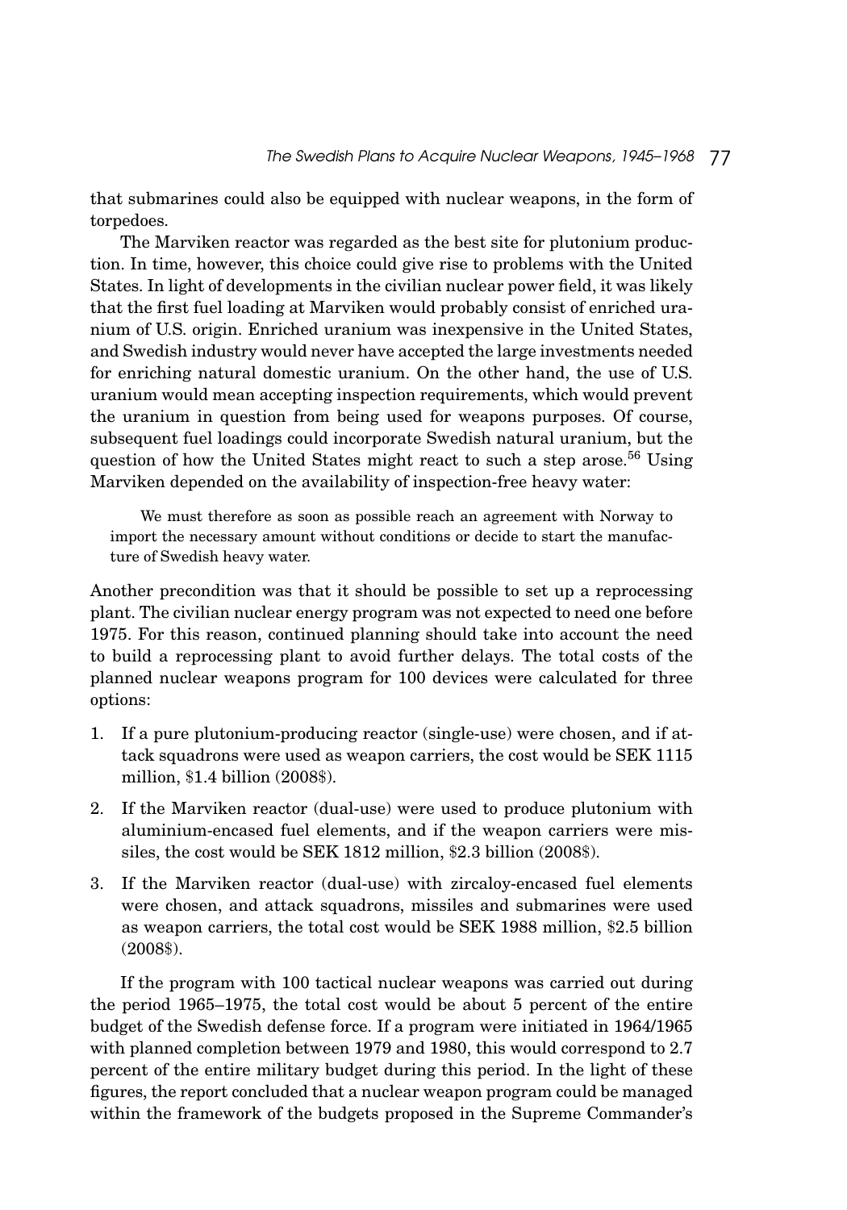that submarines could also be equipped with nuclear weapons, in the form of torpedoes.

The Marviken reactor was regarded as the best site for plutonium production. In time, however, this choice could give rise to problems with the United States. In light of developments in the civilian nuclear power field, it was likely that the first fuel loading at Marviken would probably consist of enriched uranium of U.S. origin. Enriched uranium was inexpensive in the United States, and Swedish industry would never have accepted the large investments needed for enriching natural domestic uranium. On the other hand, the use of U.S. uranium would mean accepting inspection requirements, which would prevent the uranium in question from being used for weapons purposes. Of course, subsequent fuel loadings could incorporate Swedish natural uranium, but the question of how the United States might react to such a step arose.[56] Using Marviken depended on the availability of inspection-free heavy water:

> We must therefore as soon as possible reach an agreement with Norway to import the necessary amount without conditions or decide to start the manufacture of Swedish heavy water.

Another precondition was that it should be possible to set up a reprocessing plant. The civilian nuclear energy program was not expected to need one before 1975. For this reason, continued planning should take into account the need to build a reprocessing plant to avoid further delays. The total costs of the planned nuclear weapons program for 100 devices were calculated for three options:

1. If a pure plutonium-producing reactor (single-use) were chosen, and if attack squadrons were used as weapon carriers, the cost would be SEK 1115 million, $1.4 billion (2008$).
2. If the Marviken reactor (dual-use) were used to produce plutonium with aluminium-encased fuel elements, and if the weapon carriers were missiles, the cost would be SEK 1812 million, $2.3 billion (2008$).
3. If the Marviken reactor (dual-use) with zircaloy-encased fuel elements were chosen, and attack squadrons, missiles and submarines were used as weapon carriers, the total cost would be SEK 1988 million, $2.5 billion (2008$).

If the program with 100 tactical nuclear weapons was carried out during the period 1965–1975, the total cost would be about 5 percent of the entire budget of the Swedish defense force. If a program were initiated in 1964/1965 with planned completion between 1979 and 1980, this would correspond to 2.7 percent of the entire military budget during this period. In the light of these figures, the report concluded that a nuclear weapon program could be managed within the framework of the budgets proposed in the Supreme Commander's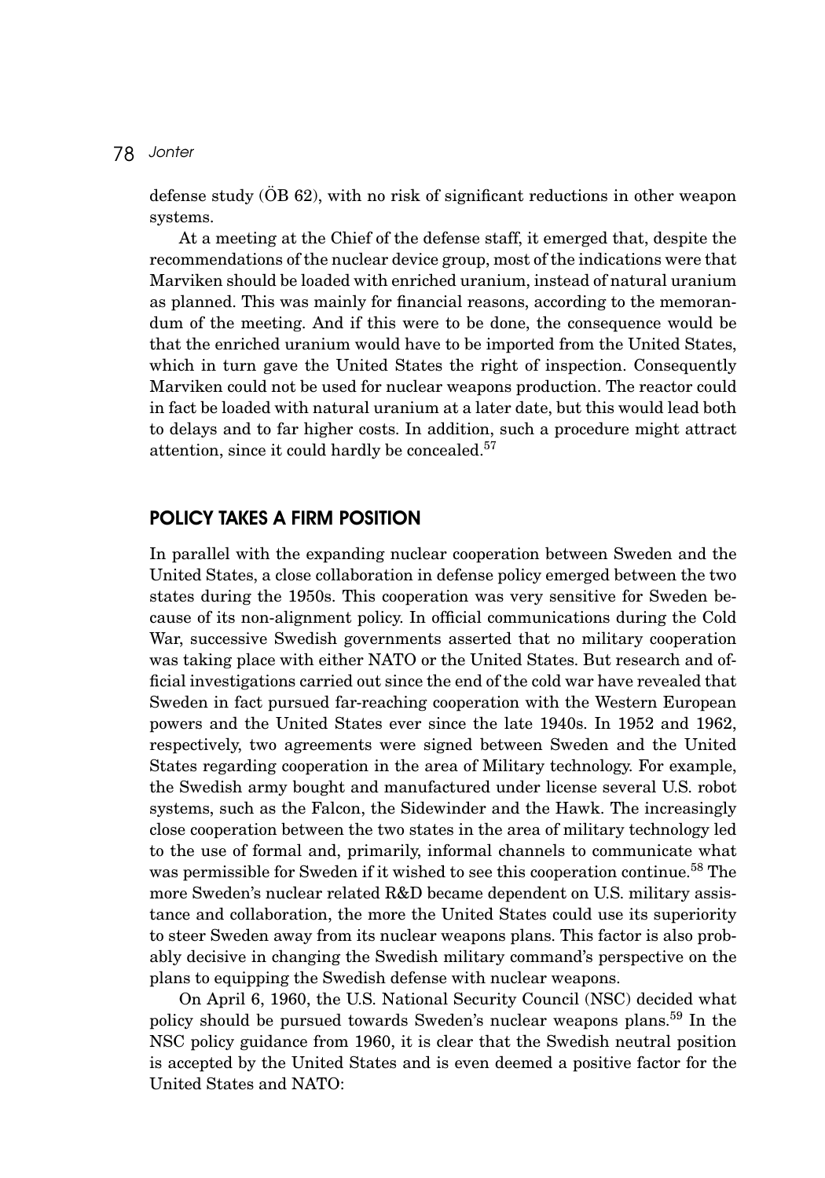defense study (ÖB 62), with no risk of significant reductions in other weapon systems.

At a meeting at the Chief of the defense staff, it emerged that, despite the recommendations of the nuclear device group, most of the indications were that Marviken should be loaded with enriched uranium, instead of natural uranium as planned. This was mainly for financial reasons, according to the memorandum of the meeting. And if this were to be done, the consequence would be that the enriched uranium would have to be imported from the United States, which in turn gave the United States the right of inspection. Consequently Marviken could not be used for nuclear weapons production. The reactor could in fact be loaded with natural uranium at a later date, but this would lead both to delays and to far higher costs. In addition, such a procedure might attract attention, since it could hardly be concealed.[57]

## POLICY TAKES A FIRM POSITION

In parallel with the expanding nuclear cooperation between Sweden and the United States, a close collaboration in defense policy emerged between the two states during the 1950s. This cooperation was very sensitive for Sweden because of its non-alignment policy. In official communications during the Cold War, successive Swedish governments asserted that no military cooperation was taking place with either NATO or the United States. But research and official investigations carried out since the end of the cold war have revealed that Sweden in fact pursued far-reaching cooperation with the Western European powers and the United States ever since the late 1940s. In 1952 and 1962, respectively, two agreements were signed between Sweden and the United States regarding cooperation in the area of Military technology. For example, the Swedish army bought and manufactured under license several U.S. robot systems, such as the Falcon, the Sidewinder and the Hawk. The increasingly close cooperation between the two states in the area of military technology led to the use of formal and, primarily, informal channels to communicate what was permissible for Sweden if it wished to see this cooperation continue.[58] The more Sweden's nuclear related R&D became dependent on U.S. military assistance and collaboration, the more the United States could use its superiority to steer Sweden away from its nuclear weapons plans. This factor is also probably decisive in changing the Swedish military command's perspective on the plans to equipping the Swedish defense with nuclear weapons.

On April 6, 1960, the U.S. National Security Council (NSC) decided what policy should be pursued towards Sweden's nuclear weapons plans.[59] In the NSC policy guidance from 1960, it is clear that the Swedish neutral position is accepted by the United States and is even deemed a positive factor for the United States and NATO: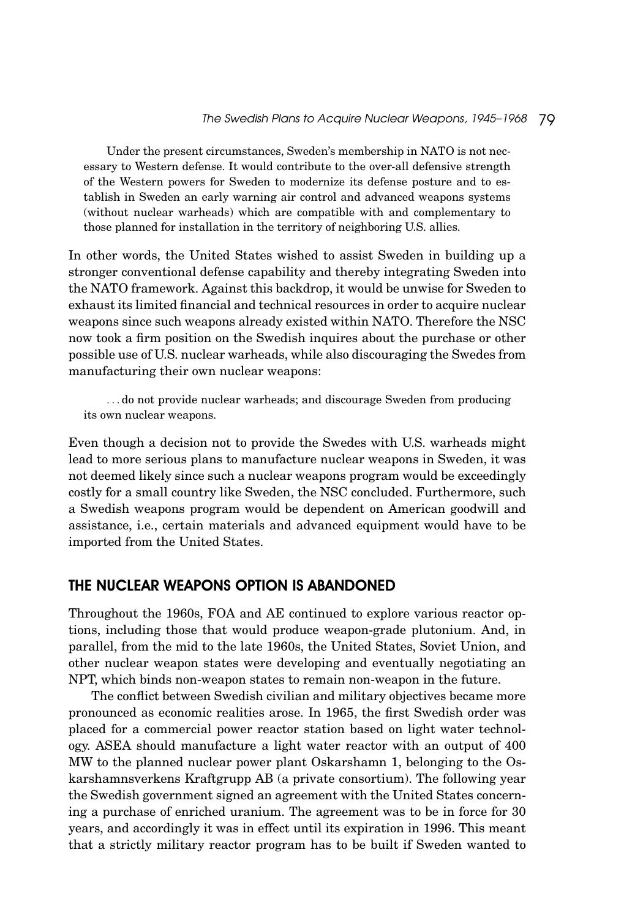> Under the present circumstances, Sweden's membership in NATO is not necessary to Western defense. It would contribute to the over-all defensive strength of the Western powers for Sweden to modernize its defense posture and to establish in Sweden an early warning air control and advanced weapons systems (without nuclear warheads) which are compatible with and complementary to those planned for installation in the territory of neighboring U.S. allies.

In other words, the United States wished to assist Sweden in building up a stronger conventional defense capability and thereby integrating Sweden into the NATO framework. Against this backdrop, it would be unwise for Sweden to exhaust its limited financial and technical resources in order to acquire nuclear weapons since such weapons already existed within NATO. Therefore the NSC now took a firm position on the Swedish inquires about the purchase or other possible use of U.S. nuclear warheads, while also discouraging the Swedes from manufacturing their own nuclear weapons:

> ...do not provide nuclear warheads; and discourage Sweden from producing its own nuclear weapons.

Even though a decision not to provide the Swedes with U.S. warheads might lead to more serious plans to manufacture nuclear weapons in Sweden, it was not deemed likely since such a nuclear weapons program would be exceedingly costly for a small country like Sweden, the NSC concluded. Furthermore, such a Swedish weapons program would be dependent on American goodwill and assistance, i.e., certain materials and advanced equipment would have to be imported from the United States.

## THE NUCLEAR WEAPONS OPTION IS ABANDONED

Throughout the 1960s, FOA and AE continued to explore various reactor options, including those that would produce weapon-grade plutonium. And, in parallel, from the mid to the late 1960s, the United States, Soviet Union, and other nuclear weapon states were developing and eventually negotiating an NPT, which binds non-weapon states to remain non-weapon in the future.

The conflict between Swedish civilian and military objectives became more pronounced as economic realities arose. In 1965, the first Swedish order was placed for a commercial power reactor station based on light water technology. ASEA should manufacture a light water reactor with an output of 400 MW to the planned nuclear power plant Oskarshamn 1, belonging to the Oskarshamnsverkens Kraftgrupp AB (a private consortium). The following year the Swedish government signed an agreement with the United States concerning a purchase of enriched uranium. The agreement was to be in force for 30 years, and accordingly it was in effect until its expiration in 1996. This meant that a strictly military reactor program has to be built if Sweden wanted to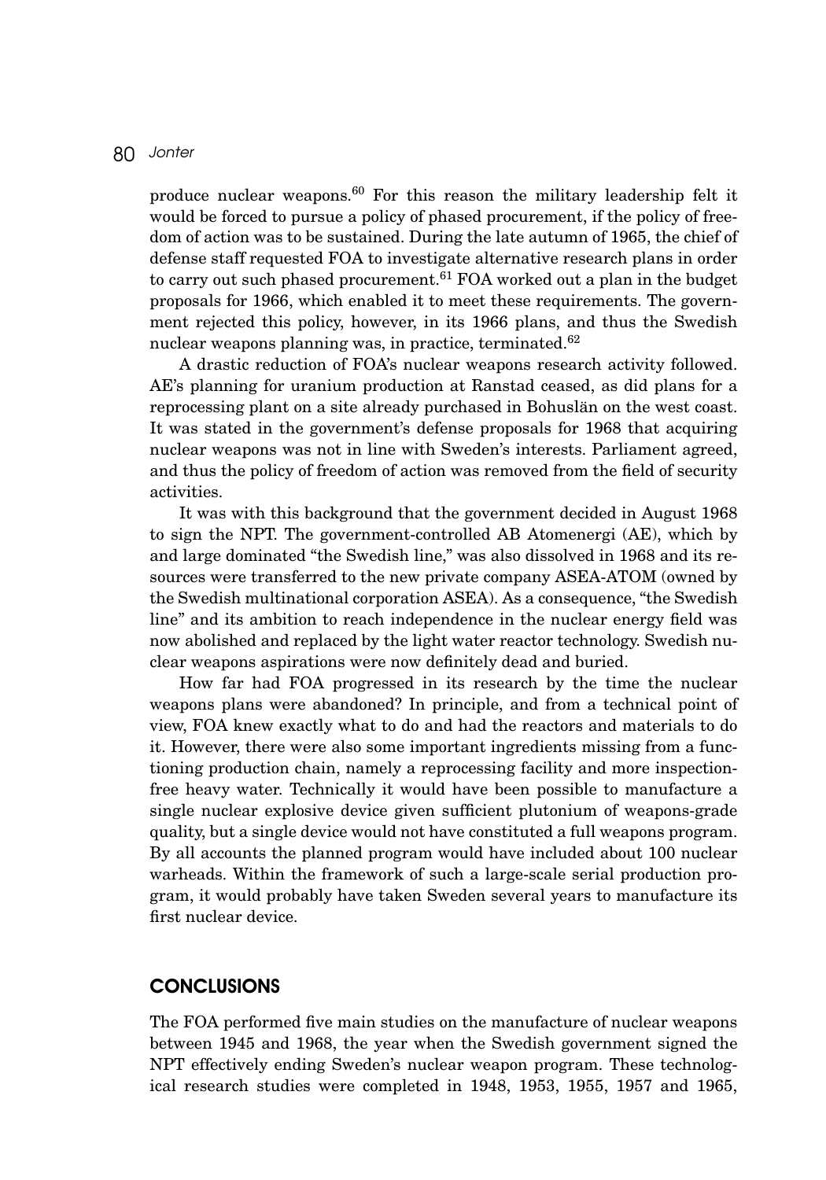produce nuclear weapons.[60] For this reason the military leadership felt it would be forced to pursue a policy of phased procurement, if the policy of freedom of action was to be sustained. During the late autumn of 1965, the chief of defense staff requested FOA to investigate alternative research plans in order to carry out such phased procurement.[61] FOA worked out a plan in the budget proposals for 1966, which enabled it to meet these requirements. The government rejected this policy, however, in its 1966 plans, and thus the Swedish nuclear weapons planning was, in practice, terminated.[62]

A drastic reduction of FOA's nuclear weapons research activity followed. AE's planning for uranium production at Ranstad ceased, as did plans for a reprocessing plant on a site already purchased in Bohuslän on the west coast. It was stated in the government's defense proposals for 1968 that acquiring nuclear weapons was not in line with Sweden's interests. Parliament agreed, and thus the policy of freedom of action was removed from the field of security activities.

It was with this background that the government decided in August 1968 to sign the NPT. The government-controlled AB Atomenergi (AE), which by and large dominated "the Swedish line," was also dissolved in 1968 and its resources were transferred to the new private company ASEA-ATOM (owned by the Swedish multinational corporation ASEA). As a consequence, "the Swedish line" and its ambition to reach independence in the nuclear energy field was now abolished and replaced by the light water reactor technology. Swedish nuclear weapons aspirations were now definitely dead and buried.

How far had FOA progressed in its research by the time the nuclear weapons plans were abandoned? In principle, and from a technical point of view, FOA knew exactly what to do and had the reactors and materials to do it. However, there were also some important ingredients missing from a functioning production chain, namely a reprocessing facility and more inspection-free heavy water. Technically it would have been possible to manufacture a single nuclear explosive device given sufficient plutonium of weapons-grade quality, but a single device would not have constituted a full weapons program. By all accounts the planned program would have included about 100 nuclear warheads. Within the framework of such a large-scale serial production program, it would probably have taken Sweden several years to manufacture its first nuclear device.

## CONCLUSIONS

The FOA performed five main studies on the manufacture of nuclear weapons between 1945 and 1968, the year when the Swedish government signed the NPT effectively ending Sweden's nuclear weapon program. These technological research studies were completed in 1948, 1953, 1955, 1957 and 1965,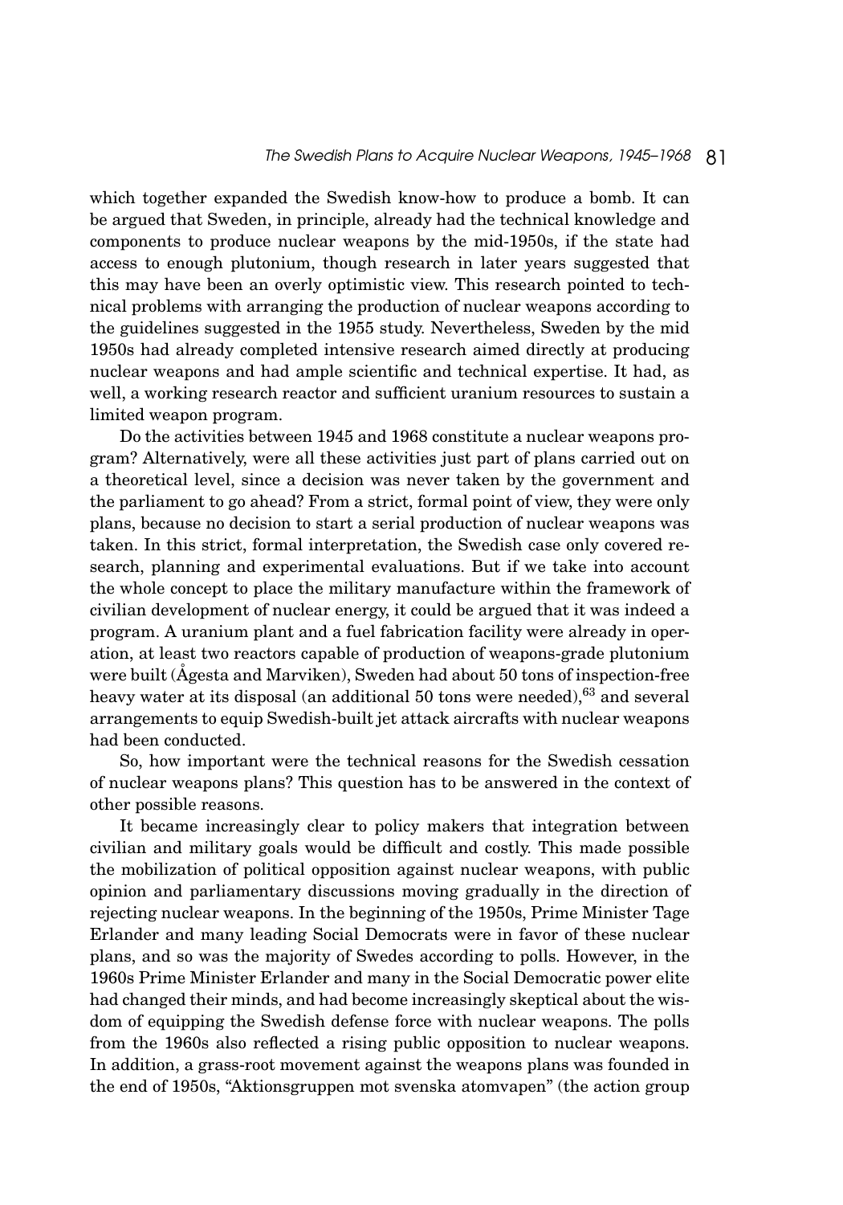which together expanded the Swedish know-how to produce a bomb. It can be argued that Sweden, in principle, already had the technical knowledge and components to produce nuclear weapons by the mid-1950s, if the state had access to enough plutonium, though research in later years suggested that this may have been an overly optimistic view. This research pointed to technical problems with arranging the production of nuclear weapons according to the guidelines suggested in the 1955 study. Nevertheless, Sweden by the mid 1950s had already completed intensive research aimed directly at producing nuclear weapons and had ample scientific and technical expertise. It had, as well, a working research reactor and sufficient uranium resources to sustain a limited weapon program.

Do the activities between 1945 and 1968 constitute a nuclear weapons program? Alternatively, were all these activities just part of plans carried out on a theoretical level, since a decision was never taken by the government and the parliament to go ahead? From a strict, formal point of view, they were only plans, because no decision to start a serial production of nuclear weapons was taken. In this strict, formal interpretation, the Swedish case only covered research, planning and experimental evaluations. But if we take into account the whole concept to place the military manufacture within the framework of civilian development of nuclear energy, it could be argued that it was indeed a program. A uranium plant and a fuel fabrication facility were already in operation, at least two reactors capable of production of weapons-grade plutonium were built (Ågesta and Marviken), Sweden had about 50 tons of inspection-free heavy water at its disposal (an additional 50 tons were needed),[63] and several arrangements to equip Swedish-built jet attack aircrafts with nuclear weapons had been conducted.

So, how important were the technical reasons for the Swedish cessation of nuclear weapons plans? This question has to be answered in the context of other possible reasons.

It became increasingly clear to policy makers that integration between civilian and military goals would be difficult and costly. This made possible the mobilization of political opposition against nuclear weapons, with public opinion and parliamentary discussions moving gradually in the direction of rejecting nuclear weapons. In the beginning of the 1950s, Prime Minister Tage Erlander and many leading Social Democrats were in favor of these nuclear plans, and so was the majority of Swedes according to polls. However, in the 1960s Prime Minister Erlander and many in the Social Democratic power elite had changed their minds, and had become increasingly skeptical about the wisdom of equipping the Swedish defense force with nuclear weapons. The polls from the 1960s also reflected a rising public opposition to nuclear weapons. In addition, a grass-root movement against the weapons plans was founded in the end of 1950s, "Aktionsgruppen mot svenska atomvapen" (the action group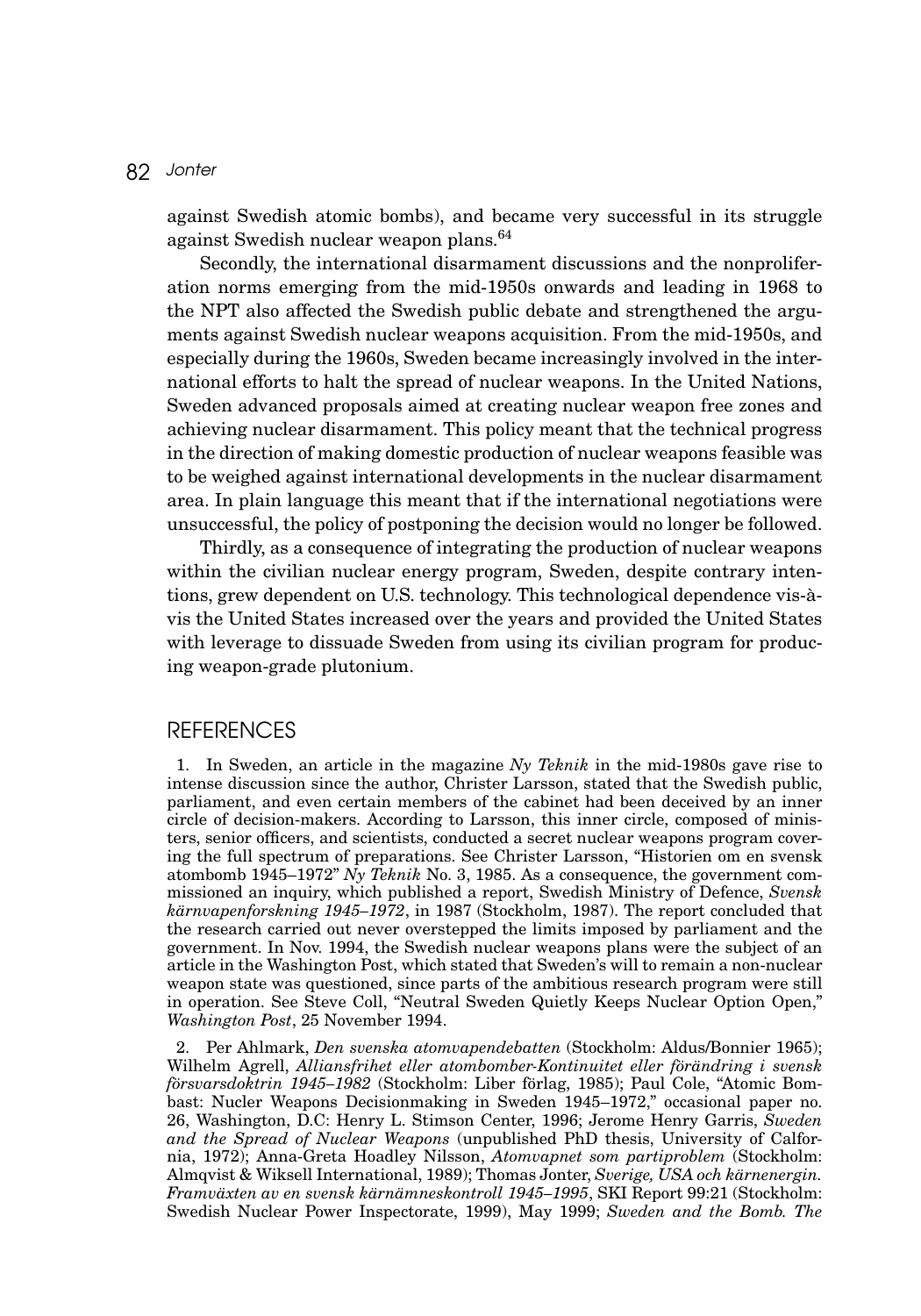against Swedish atomic bombs), and became very successful in its struggle against Swedish nuclear weapon plans.[64]

Secondly, the international disarmament discussions and the nonproliferation norms emerging from the mid-1950s onwards and leading in 1968 to the NPT also affected the Swedish public debate and strengthened the arguments against Swedish nuclear weapons acquisition. From the mid-1950s, and especially during the 1960s, Sweden became increasingly involved in the international efforts to halt the spread of nuclear weapons. In the United Nations, Sweden advanced proposals aimed at creating nuclear weapon free zones and achieving nuclear disarmament. This policy meant that the technical progress in the direction of making domestic production of nuclear weapons feasible was to be weighed against international developments in the nuclear disarmament area. In plain language this meant that if the international negotiations were unsuccessful, the policy of postponing the decision would no longer be followed.

Thirdly, as a consequence of integrating the production of nuclear weapons within the civilian nuclear energy program, Sweden, despite contrary intentions, grew dependent on U.S. technology. This technological dependence vis-à-vis the United States increased over the years and provided the United States with leverage to dissuade Sweden from using its civilian program for producing weapon-grade plutonium.

## REFERENCES

1. In Sweden, an article in the magazine *Ny Teknik* in the mid-1980s gave rise to intense discussion since the author, Christer Larsson, stated that the Swedish public, parliament, and even certain members of the cabinet had been deceived by an inner circle of decision-makers. According to Larsson, this inner circle, composed of ministers, senior officers, and scientists, conducted a secret nuclear weapons program covering the full spectrum of preparations. See Christer Larsson, "Historien om en svensk atombomb 1945–1972" *Ny Teknik* No. 3, 1985. As a consequence, the government commissioned an inquiry, which published a report, Swedish Ministry of Defence, *Svensk kärnvapenforskning 1945–1972*, in 1987 (Stockholm, 1987). The report concluded that the research carried out never overstepped the limits imposed by parliament and the government. In Nov. 1994, the Swedish nuclear weapons plans were the subject of an article in the Washington Post, which stated that Sweden's will to remain a non-nuclear weapon state was questioned, since parts of the ambitious research program were still in operation. See Steve Coll, "Neutral Sweden Quietly Keeps Nuclear Option Open," *Washington Post*, 25 November 1994.

2. Per Ahlmark, *Den svenska atomvapendebatten* (Stockholm: Aldus/Bonnier 1965); Wilhelm Agrell, *Alliansfrihet eller atombomber-Kontinuitet eller förändring i svensk försvarsdoktrin 1945–1982* (Stockholm: Liber förlag, 1985); Paul Cole, "Atomic Bombast: Nucler Weapons Decisionmaking in Sweden 1945–1972," occasional paper no. 26, Washington, D.C: Henry L. Stimson Center, 1996; Jerome Henry Garris, *Sweden and the Spread of Nuclear Weapons* (unpublished PhD thesis, University of Calfornia, 1972); Anna-Greta Hoadley Nilsson, *Atomvapnet som partiproblem* (Stockholm: Almqvist & Wiksell International, 1989); Thomas Jonter, *Sverige, USA och kärnenergin. Framväxten av en svensk kärnämneskontroll 1945–1995*, SKI Report 99:21 (Stockholm: Swedish Nuclear Power Inspectorate, 1999), May 1999; *Sweden and the Bomb. The*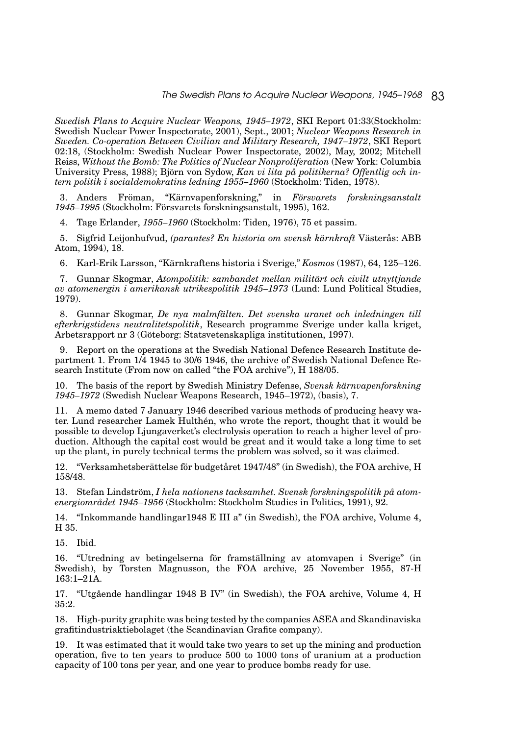*Swedish Plans to Acquire Nuclear Weapons, 1945–1972*, SKI Report 01:33(Stockholm: Swedish Nuclear Power Inspectorate, 2001), Sept., 2001; *Nuclear Weapons Research in Sweden. Co-operation Between Civilian and Military Research, 1947–1972*, SKI Report 02:18, (Stockholm: Swedish Nuclear Power Inspectorate, 2002), May, 2002; Mitchell Reiss, *Without the Bomb: The Politics of Nuclear Nonproliferation* (New York: Columbia University Press, 1988); Björn von Sydow, *Kan vi lita på politikerna? Offentlig och intern politik i socialdemokratins ledning 1955–1960* (Stockholm: Tiden, 1978).

3. Anders Fröman, "Kärnvapenforskning," in *Försvarets forskningsanstalt 1945–1995* (Stockholm: Försvarets forskningsanstalt, 1995), 162.

4. Tage Erlander, *1955–1960* (Stockholm: Tiden, 1976), 75 et passim.

5. Sigfrid Leijonhufvud, *(parantes? En historia om svensk kärnkraft* Västerås: ABB Atom, 1994), 18.

6. Karl-Erik Larsson, "Kärnkraftens historia i Sverige," *Kosmos* (1987), 64, 125–126.

7. Gunnar Skogmar, *Atompolitik: sambandet mellan militärt och civilt utnyttjande av atomenergin i amerikansk utrikespolitik 1945–1973* (Lund: Lund Political Studies, 1979).

8. Gunnar Skogmar, *De nya malmfälten. Det svenska uranet och inledningen till efterkrigstidens neutralitetspolitik*, Research programme Sverige under kalla kriget, Arbetsrapport nr 3 (Göteborg: Statsvetenskapliga institutionen, 1997).

9. Report on the operations at the Swedish National Defence Research Institute department 1. From 1/4 1945 to 30/6 1946, the archive of Swedish National Defence Research Institute (From now on called "the FOA archive"), H 188/05.

10. The basis of the report by Swedish Ministry Defense, *Svensk kärnvapenforskning 1945–1972* (Swedish Nuclear Weapons Research, 1945–1972), (basis), 7.

11. A memo dated 7 January 1946 described various methods of producing heavy water. Lund researcher Lamek Hulthén, who wrote the report, thought that it would be possible to develop Ljungaverket's electrolysis operation to reach a higher level of production. Although the capital cost would be great and it would take a long time to set up the plant, in purely technical terms the problem was solved, so it was claimed.

12. "Verksamhetsberättelse för budgetåret 1947/48" (in Swedish), the FOA archive, H 158/48.

13. Stefan Lindström, *I hela nationens tacksamhet. Svensk forskningspolitik på atomenergiområdet 1945–1956* (Stockholm: Stockholm Studies in Politics, 1991), 92.

14. "Inkommande handlingar1948 E III a" (in Swedish), the FOA archive, Volume 4, H 35.

15. Ibid.

16. "Utredning av betingelserna för framställning av atomvapen i Sverige" (in Swedish), by Torsten Magnusson, the FOA archive, 25 November 1955, 87-H 163:1–21A.

17. "Utgående handlingar 1948 B IV" (in Swedish), the FOA archive, Volume 4, H 35:2.

18. High-purity graphite was being tested by the companies ASEA and Skandinaviska grafitindustriaktiebolaget (the Scandinavian Grafite company).

19. It was estimated that it would take two years to set up the mining and production operation, five to ten years to produce 500 to 1000 tons of uranium at a production capacity of 100 tons per year, and one year to produce bombs ready for use.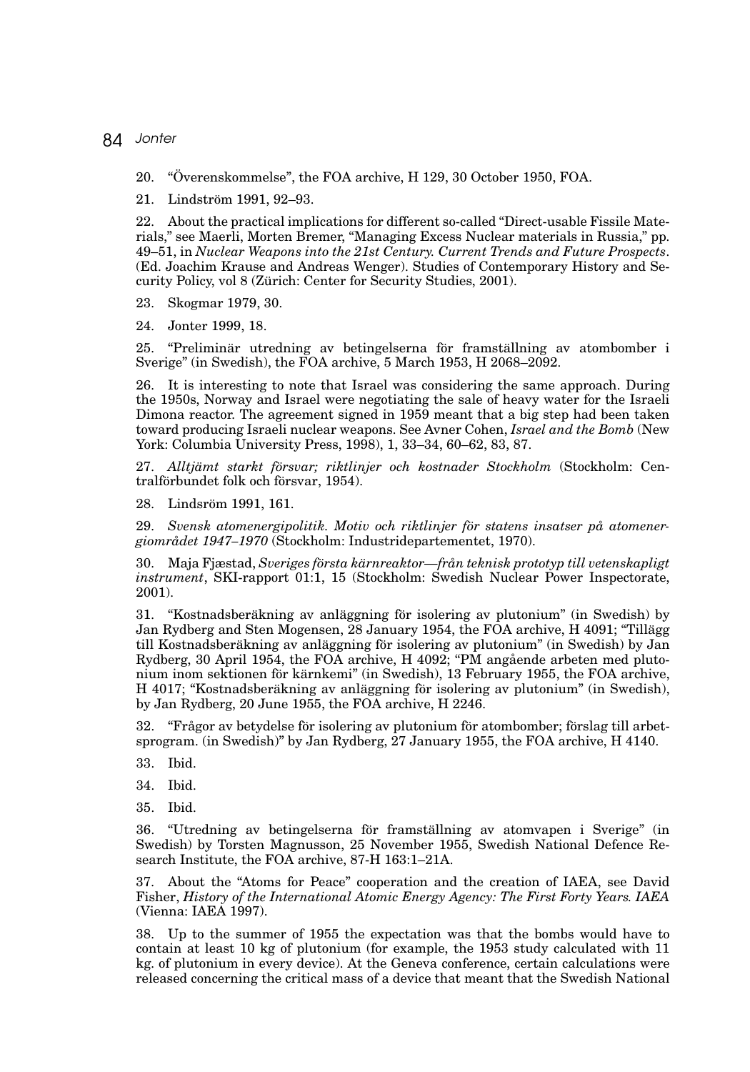20. "Överenskommelse", the FOA archive, H 129, 30 October 1950, FOA.

21. Lindström 1991, 92–93.

22. About the practical implications for different so-called "Direct-usable Fissile Materials," see Maerli, Morten Bremer, "Managing Excess Nuclear materials in Russia," pp. 49–51, in *Nuclear Weapons into the 21st Century. Current Trends and Future Prospects*. (Ed. Joachim Krause and Andreas Wenger). Studies of Contemporary History and Security Policy, vol 8 (Zürich: Center for Security Studies, 2001).

23. Skogmar 1979, 30.

24. Jonter 1999, 18.

25. "Preliminär utredning av betingelserna för framställning av atombomber i Sverige" (in Swedish), the FOA archive, 5 March 1953, H 2068–2092.

26. It is interesting to note that Israel was considering the same approach. During the 1950s, Norway and Israel were negotiating the sale of heavy water for the Israeli Dimona reactor. The agreement signed in 1959 meant that a big step had been taken toward producing Israeli nuclear weapons. See Avner Cohen, *Israel and the Bomb* (New York: Columbia University Press, 1998), 1, 33–34, 60–62, 83, 87.

27. *Alltjämt starkt försvar; riktlinjer och kostnader Stockholm* (Stockholm: Centralförbundet folk och försvar, 1954).

28. Lindsröm 1991, 161.

29. *Svensk atomenergipolitik. Motiv och riktlinjer för statens insatser på atomenergiområdet 1947–1970* (Stockholm: Industridepartementet, 1970).

30. Maja Fjæstad, *Sveriges första kärnreaktor—från teknisk prototyp till vetenskapligt instrument*, SKI-rapport 01:1, 15 (Stockholm: Swedish Nuclear Power Inspectorate, 2001).

31. "Kostnadsberäkning av anläggning för isolering av plutonium" (in Swedish) by Jan Rydberg and Sten Mogensen, 28 January 1954, the FOA archive, H 4091; "Tillägg till Kostnadsberäkning av anläggning för isolering av plutonium" (in Swedish) by Jan Rydberg, 30 April 1954, the FOA archive, H 4092; "PM angående arbeten med plutonium inom sektionen för kärnkemi" (in Swedish), 13 February 1955, the FOA archive, H 4017; "Kostnadsberäkning av anläggning för isolering av plutonium" (in Swedish), by Jan Rydberg, 20 June 1955, the FOA archive, H 2246.

32. "Frågor av betydelse för isolering av plutonium för atombomber; förslag till arbetsprogram. (in Swedish)" by Jan Rydberg, 27 January 1955, the FOA archive, H 4140.

33. Ibid.

34. Ibid.

35. Ibid.

36. "Utredning av betingelserna för framställning av atomvapen i Sverige" (in Swedish) by Torsten Magnusson, 25 November 1955, Swedish National Defence Research Institute, the FOA archive, 87-H 163:1–21A.

37. About the "Atoms for Peace" cooperation and the creation of IAEA, see David Fisher, *History of the International Atomic Energy Agency: The First Forty Years. IAEA* (Vienna: IAEA 1997).

38. Up to the summer of 1955 the expectation was that the bombs would have to contain at least 10 kg of plutonium (for example, the 1953 study calculated with 11 kg. of plutonium in every device). At the Geneva conference, certain calculations were released concerning the critical mass of a device that meant that the Swedish National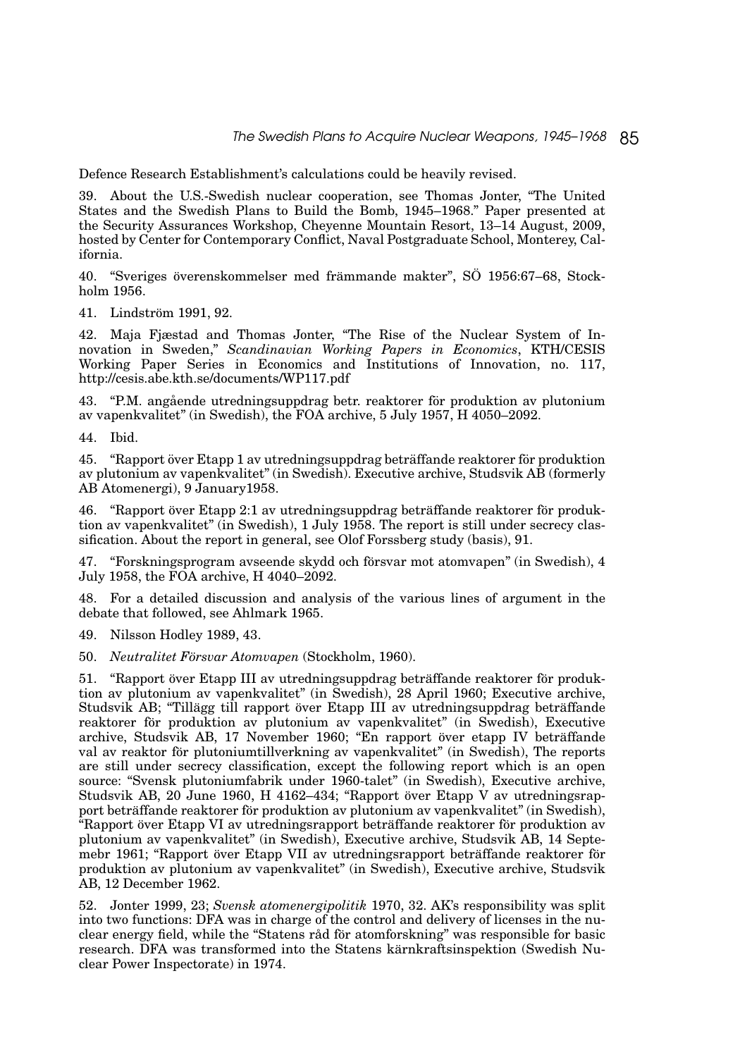Defence Research Establishment's calculations could be heavily revised.

39. About the U.S.-Swedish nuclear cooperation, see Thomas Jonter, "The United States and the Swedish Plans to Build the Bomb, 1945–1968." Paper presented at the Security Assurances Workshop, Cheyenne Mountain Resort, 13–14 August, 2009, hosted by Center for Contemporary Conflict, Naval Postgraduate School, Monterey, California.

40. "Sveriges överenskommelser med främmande makter", SÖ 1956:67–68, Stockholm 1956.

41. Lindström 1991, 92.

42. Maja Fjæstad and Thomas Jonter, "The Rise of the Nuclear System of Innovation in Sweden," *Scandinavian Working Papers in Economics*, KTH/CESIS Working Paper Series in Economics and Institutions of Innovation, no. 117, http://cesis.abe.kth.se/documents/WP117.pdf

43. "P.M. angående utredningsuppdrag betr. reaktorer för produktion av plutonium av vapenkvalitet" (in Swedish), the FOA archive, 5 July 1957, H 4050–2092.

44. Ibid.

45. "Rapport över Etapp 1 av utredningsuppdrag beträffande reaktorer för produktion av plutonium av vapenkvalitet" (in Swedish). Executive archive, Studsvik AB (formerly AB Atomenergi), 9 January1958.

46. "Rapport över Etapp 2:1 av utredningsuppdrag beträffande reaktorer för produktion av vapenkvalitet" (in Swedish), 1 July 1958. The report is still under secrecy classification. About the report in general, see Olof Forssberg study (basis), 91.

47. "Forskningsprogram avseende skydd och försvar mot atomvapen" (in Swedish), 4 July 1958, the FOA archive, H 4040–2092.

48. For a detailed discussion and analysis of the various lines of argument in the debate that followed, see Ahlmark 1965.

49. Nilsson Hodley 1989, 43.

50. *Neutralitet Försvar Atomvapen* (Stockholm, 1960).

51. "Rapport över Etapp III av utredningsuppdrag beträffande reaktorer för produktion av plutonium av vapenkvalitet" (in Swedish), 28 April 1960; Executive archive, Studsvik AB; "Tillägg till rapport över Etapp III av utredningsuppdrag beträffande reaktorer för produktion av plutonium av vapenkvalitet" (in Swedish), Executive archive, Studsvik AB, 17 November 1960; "En rapport över etapp IV beträffande val av reaktor för plutoniumtillverkning av vapenkvalitet" (in Swedish), The reports are still under secrecy classification, except the following report which is an open source: "Svensk plutoniumfabrik under 1960-talet" (in Swedish), Executive archive, Studsvik AB, 20 June 1960, H 4162–434; "Rapport över Etapp V av utredningsrapport beträffande reaktorer för produktion av plutonium av vapenkvalitet" (in Swedish), "Rapport över Etapp VI av utredningsrapport beträffande reaktorer för produktion av plutonium av vapenkvalitet" (in Swedish), Executive archive, Studsvik AB, 14 Septemebr 1961; "Rapport över Etapp VII av utredningsrapport beträffande reaktorer för produktion av plutonium av vapenkvalitet" (in Swedish), Executive archive, Studsvik AB, 12 December 1962.

52. Jonter 1999, 23; *Svensk atomenergipolitik* 1970, 32. AK's responsibility was split into two functions: DFA was in charge of the control and delivery of licenses in the nuclear energy field, while the "Statens råd för atomforskning" was responsible for basic research. DFA was transformed into the Statens kärnkraftsinspektion (Swedish Nuclear Power Inspectorate) in 1974.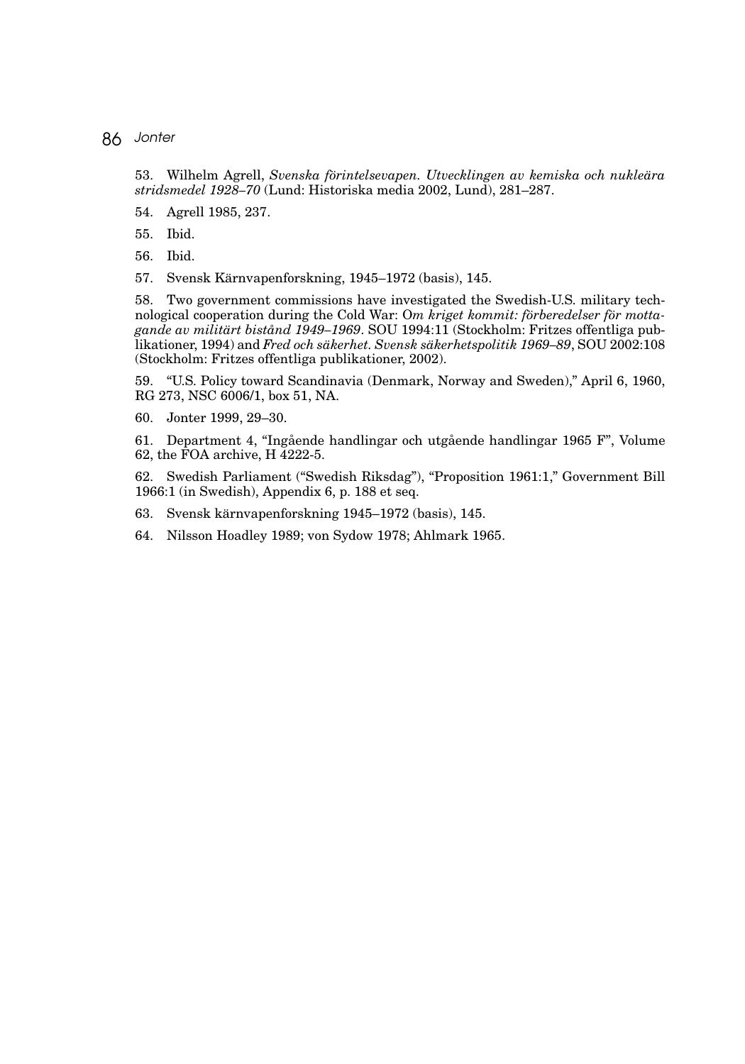53. Wilhelm Agrell, *Svenska förintelsevapen. Utvecklingen av kemiska och nukleära stridsmedel 1928–70* (Lund: Historiska media 2002, Lund), 281–287.

54. Agrell 1985, 237.

55. Ibid.

56. Ibid.

57. Svensk Kärnvapenforskning, 1945–1972 (basis), 145.

58. Two government commissions have investigated the Swedish-U.S. military technological cooperation during the Cold War: O*m kriget kommit: förberedelser för mottagande av militärt bistånd 1949–1969*. SOU 1994:11 (Stockholm: Fritzes offentliga publikationer, 1994) and *Fred och säkerhet. Svensk säkerhetspolitik 1969–89*, SOU 2002:108 (Stockholm: Fritzes offentliga publikationer, 2002).

59. "U.S. Policy toward Scandinavia (Denmark, Norway and Sweden)," April 6, 1960, RG 273, NSC 6006/1, box 51, NA.

60. Jonter 1999, 29–30.

61. Department 4, "Ingående handlingar och utgående handlingar 1965 F", Volume 62, the FOA archive, H 4222-5.

62. Swedish Parliament ("Swedish Riksdag"), "Proposition 1961:1," Government Bill 1966:1 (in Swedish), Appendix 6, p. 188 et seq.

63. Svensk kärnvapenforskning 1945–1972 (basis), 145.

64. Nilsson Hoadley 1989; von Sydow 1978; Ahlmark 1965.